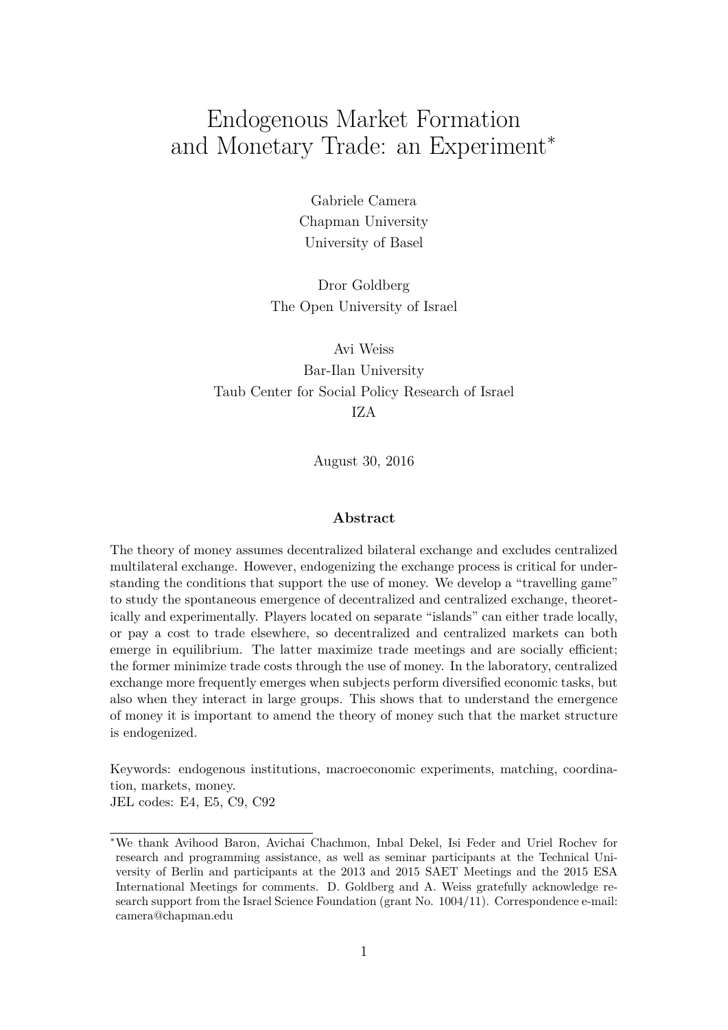# Endogenous Market Formation and Monetary Trade: an Experiment[*]

Gabriele Camera
Chapman University
University of Basel

Dror Goldberg
The Open University of Israel

Avi Weiss
Bar-Ilan University
Taub Center for Social Policy Research of Israel
IZA

August 30, 2016

## Abstract

The theory of money assumes decentralized bilateral exchange and excludes centralized multilateral exchange. However, endogenizing the exchange process is critical for understanding the conditions that support the use of money. We develop a "travelling game" to study the spontaneous emergence of decentralized and centralized exchange, theoretically and experimentally. Players located on separate "islands" can either trade locally, or pay a cost to trade elsewhere, so decentralized and centralized markets can both emerge in equilibrium. The latter maximize trade meetings and are socially efficient; the former minimize trade costs through the use of money. In the laboratory, centralized exchange more frequently emerges when subjects perform diversified economic tasks, but also when they interact in large groups. This shows that to understand the emergence of money it is important to amend the theory of money such that the market structure is endogenized.

Keywords: endogenous institutions, macroeconomic experiments, matching, coordination, markets, money.
JEL codes: E4, E5, C9, C92

---

[*]We thank Avihood Baron, Avichai Chachmon, Inbal Dekel, Isi Feder and Uriel Rochev for research and programming assistance, as well as seminar participants at the Technical University of Berlin and participants at the 2013 and 2015 SAET Meetings and the 2015 ESA International Meetings for comments. D. Goldberg and A. Weiss gratefully acknowledge research support from the Israel Science Foundation (grant No. 1004/11). Correspondence e-mail: camera@chapman.edu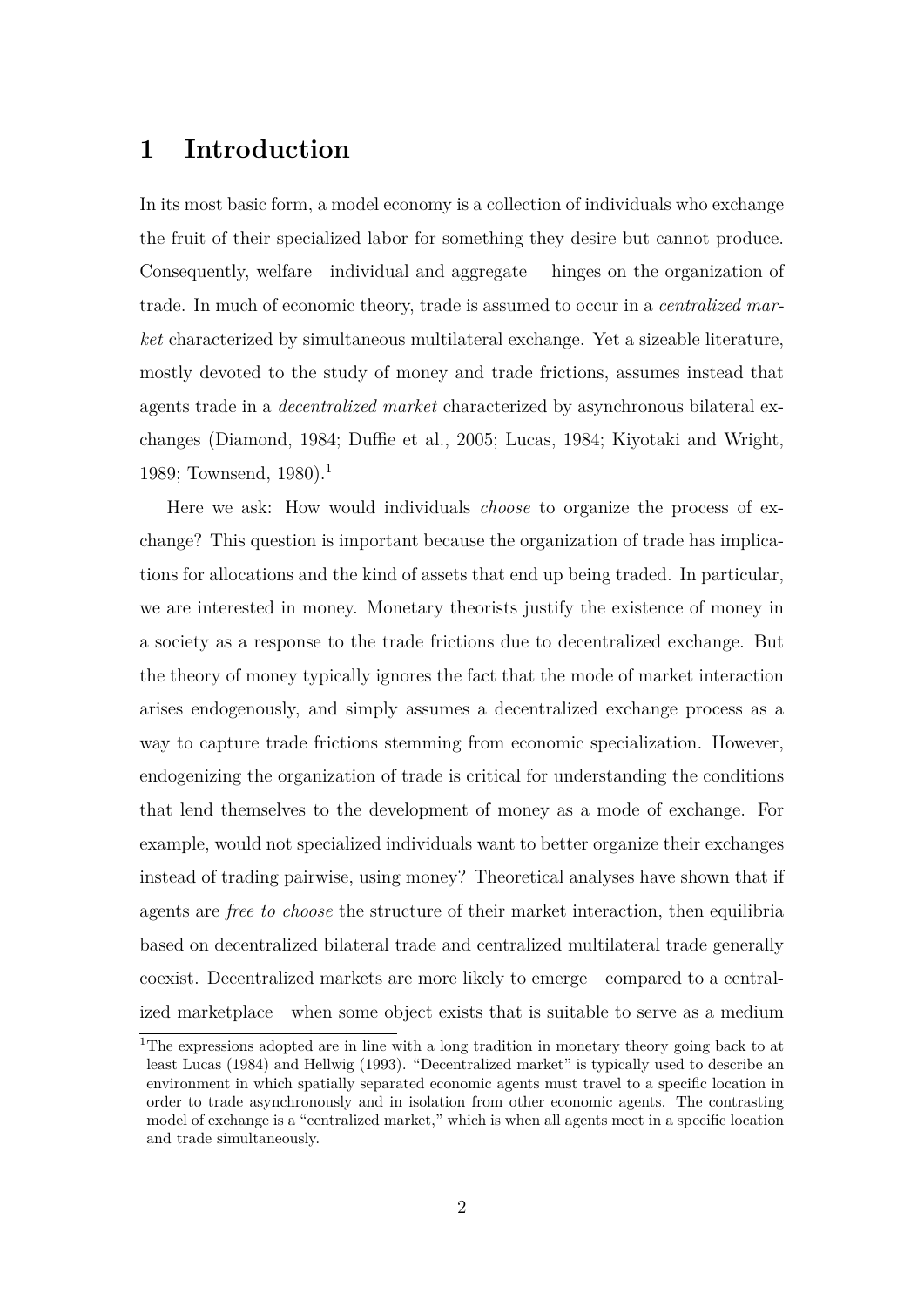# 1 Introduction

In its most basic form, a model economy is a collection of individuals who exchange the fruit of their specialized labor for something they desire but cannot produce. Consequently, welfare individual and aggregate hinges on the organization of trade. In much of economic theory, trade is assumed to occur in a *centralized market* characterized by simultaneous multilateral exchange. Yet a sizeable literature, mostly devoted to the study of money and trade frictions, assumes instead that agents trade in a *decentralized market* characterized by asynchronous bilateral exchanges (Diamond, 1984; Duffie et al., 2005; Lucas, 1984; Kiyotaki and Wright, 1989; Townsend, 1980).[1]

Here we ask: How would individuals *choose* to organize the process of exchange? This question is important because the organization of trade has implications for allocations and the kind of assets that end up being traded. In particular, we are interested in money. Monetary theorists justify the existence of money in a society as a response to the trade frictions due to decentralized exchange. But the theory of money typically ignores the fact that the mode of market interaction arises endogenously, and simply assumes a decentralized exchange process as a way to capture trade frictions stemming from economic specialization. However, endogenizing the organization of trade is critical for understanding the conditions that lend themselves to the development of money as a mode of exchange. For example, would not specialized individuals want to better organize their exchanges instead of trading pairwise, using money? Theoretical analyses have shown that if agents are *free to choose* the structure of their market interaction, then equilibria based on decentralized bilateral trade and centralized multilateral trade generally coexist. Decentralized markets are more likely to emerge compared to a centralized marketplace when some object exists that is suitable to serve as a medium

[1] The expressions adopted are in line with a long tradition in monetary theory going back to at least Lucas (1984) and Hellwig (1993). "Decentralized market" is typically used to describe an environment in which spatially separated economic agents must travel to a specific location in order to trade asynchronously and in isolation from other economic agents. The contrasting model of exchange is a "centralized market," which is when all agents meet in a specific location and trade simultaneously.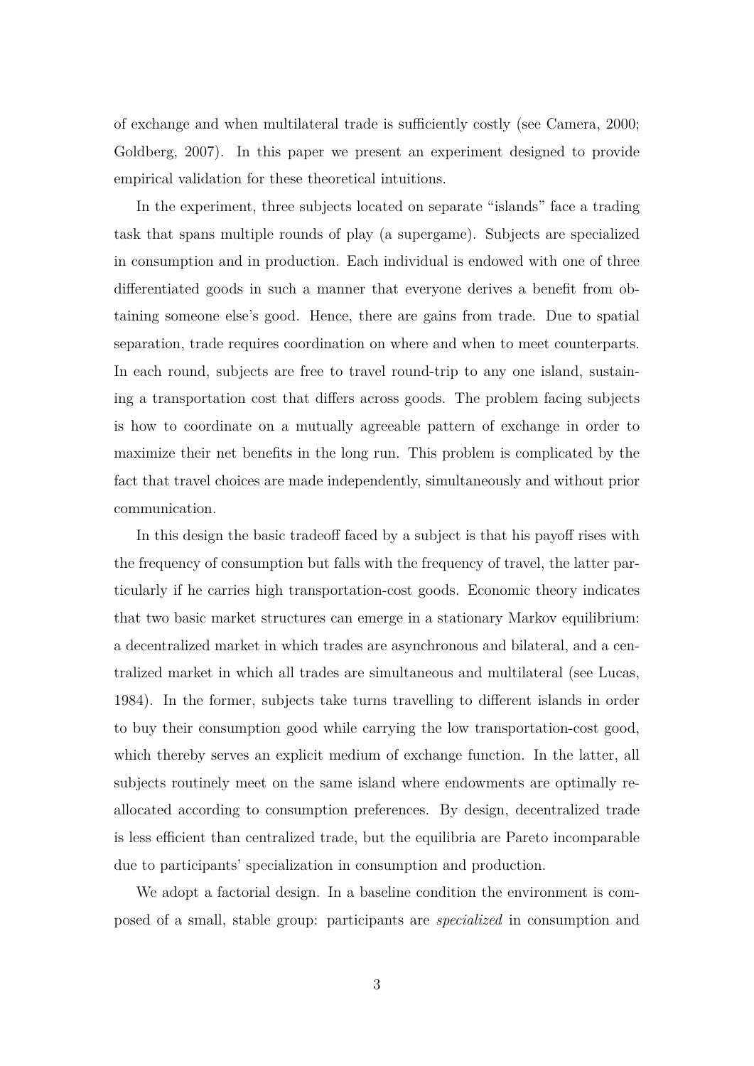of exchange and when multilateral trade is sufficiently costly (see Camera, 2000; Goldberg, 2007). In this paper we present an experiment designed to provide empirical validation for these theoretical intuitions.

In the experiment, three subjects located on separate "islands" face a trading task that spans multiple rounds of play (a supergame). Subjects are specialized in consumption and in production. Each individual is endowed with one of three differentiated goods in such a manner that everyone derives a benefit from obtaining someone else's good. Hence, there are gains from trade. Due to spatial separation, trade requires coordination on where and when to meet counterparts. In each round, subjects are free to travel round-trip to any one island, sustaining a transportation cost that differs across goods. The problem facing subjects is how to coordinate on a mutually agreeable pattern of exchange in order to maximize their net benefits in the long run. This problem is complicated by the fact that travel choices are made independently, simultaneously and without prior communication.

In this design the basic tradeoff faced by a subject is that his payoff rises with the frequency of consumption but falls with the frequency of travel, the latter particularly if he carries high transportation-cost goods. Economic theory indicates that two basic market structures can emerge in a stationary Markov equilibrium: a decentralized market in which trades are asynchronous and bilateral, and a centralized market in which all trades are simultaneous and multilateral (see Lucas, 1984). In the former, subjects take turns travelling to different islands in order to buy their consumption good while carrying the low transportation-cost good, which thereby serves an explicit medium of exchange function. In the latter, all subjects routinely meet on the same island where endowments are optimally reallocated according to consumption preferences. By design, decentralized trade is less efficient than centralized trade, but the equilibria are Pareto incomparable due to participants' specialization in consumption and production.

We adopt a factorial design. In a baseline condition the environment is composed of a small, stable group: participants are *specialized* in consumption and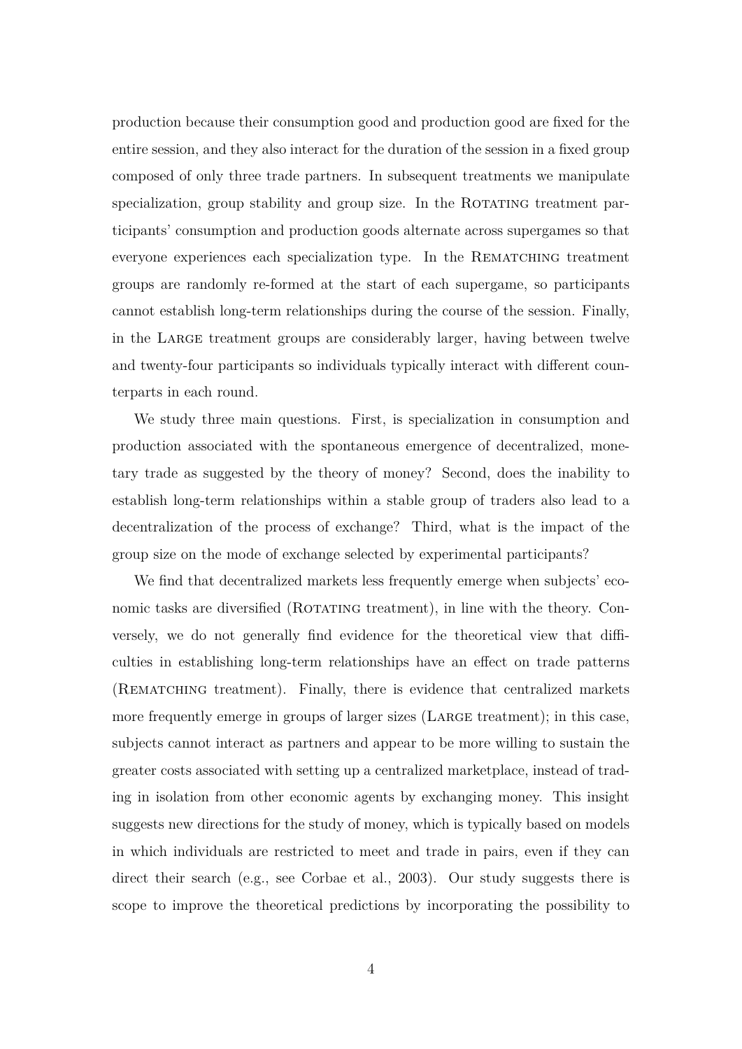production because their consumption good and production good are fixed for the entire session, and they also interact for the duration of the session in a fixed group composed of only three trade partners. In subsequent treatments we manipulate specialization, group stability and group size. In the Rotating treatment participants' consumption and production goods alternate across supergames so that everyone experiences each specialization type. In the Rematching treatment groups are randomly re-formed at the start of each supergame, so participants cannot establish long-term relationships during the course of the session. Finally, in the Large treatment groups are considerably larger, having between twelve and twenty-four participants so individuals typically interact with different counterparts in each round.

We study three main questions. First, is specialization in consumption and production associated with the spontaneous emergence of decentralized, monetary trade as suggested by the theory of money? Second, does the inability to establish long-term relationships within a stable group of traders also lead to a decentralization of the process of exchange? Third, what is the impact of the group size on the mode of exchange selected by experimental participants?

We find that decentralized markets less frequently emerge when subjects' economic tasks are diversified (Rotating treatment), in line with the theory. Conversely, we do not generally find evidence for the theoretical view that difficulties in establishing long-term relationships have an effect on trade patterns (Rematching treatment). Finally, there is evidence that centralized markets more frequently emerge in groups of larger sizes (Large treatment); in this case, subjects cannot interact as partners and appear to be more willing to sustain the greater costs associated with setting up a centralized marketplace, instead of trading in isolation from other economic agents by exchanging money. This insight suggests new directions for the study of money, which is typically based on models in which individuals are restricted to meet and trade in pairs, even if they can direct their search (e.g., see Corbae et al., 2003). Our study suggests there is scope to improve the theoretical predictions by incorporating the possibility to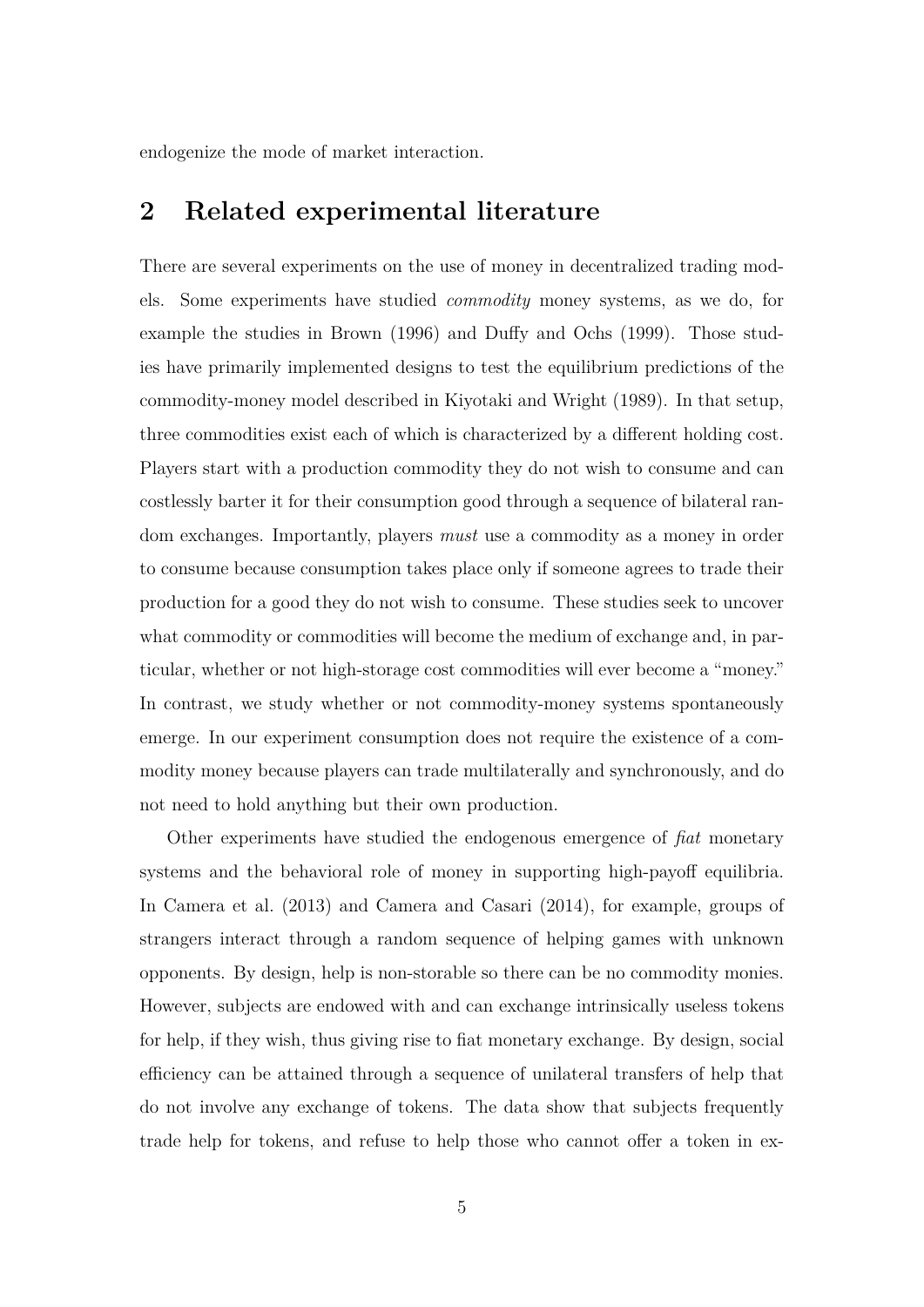endogenize the mode of market interaction.

## 2 Related experimental literature

There are several experiments on the use of money in decentralized trading models. Some experiments have studied *commodity* money systems, as we do, for example the studies in Brown (1996) and Duffy and Ochs (1999). Those studies have primarily implemented designs to test the equilibrium predictions of the commodity-money model described in Kiyotaki and Wright (1989). In that setup, three commodities exist each of which is characterized by a different holding cost. Players start with a production commodity they do not wish to consume and can costlessly barter it for their consumption good through a sequence of bilateral random exchanges. Importantly, players *must* use a commodity as a money in order to consume because consumption takes place only if someone agrees to trade their production for a good they do not wish to consume. These studies seek to uncover what commodity or commodities will become the medium of exchange and, in particular, whether or not high-storage cost commodities will ever become a "money." In contrast, we study whether or not commodity-money systems spontaneously emerge. In our experiment consumption does not require the existence of a commodity money because players can trade multilaterally and synchronously, and do not need to hold anything but their own production.

Other experiments have studied the endogenous emergence of *fiat* monetary systems and the behavioral role of money in supporting high-payoff equilibria. In Camera et al. (2013) and Camera and Casari (2014), for example, groups of strangers interact through a random sequence of helping games with unknown opponents. By design, help is non-storable so there can be no commodity monies. However, subjects are endowed with and can exchange intrinsically useless tokens for help, if they wish, thus giving rise to fiat monetary exchange. By design, social efficiency can be attained through a sequence of unilateral transfers of help that do not involve any exchange of tokens. The data show that subjects frequently trade help for tokens, and refuse to help those who cannot offer a token in ex-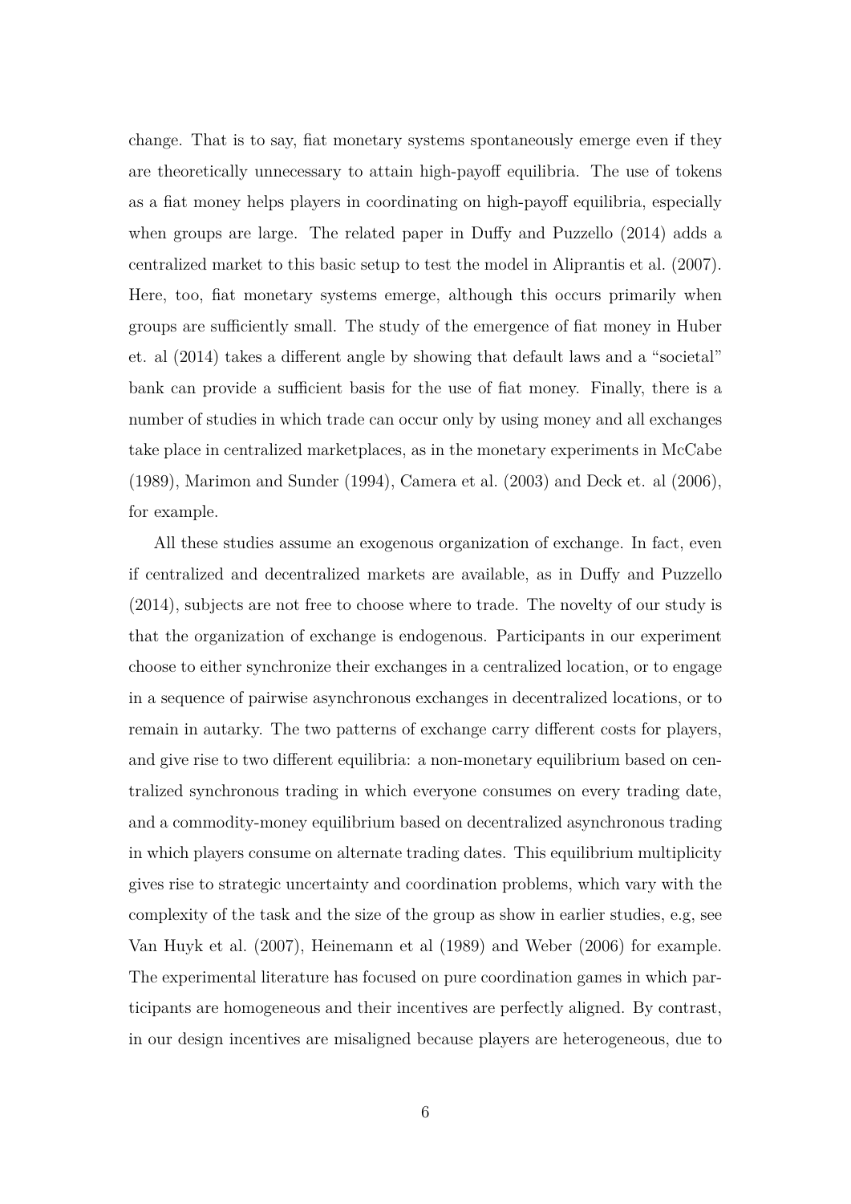change. That is to say, fiat monetary systems spontaneously emerge even if they are theoretically unnecessary to attain high-payoff equilibria. The use of tokens as a fiat money helps players in coordinating on high-payoff equilibria, especially when groups are large. The related paper in Duffy and Puzzello (2014) adds a centralized market to this basic setup to test the model in Aliprantis et al. (2007). Here, too, fiat monetary systems emerge, although this occurs primarily when groups are sufficiently small. The study of the emergence of fiat money in Huber et. al (2014) takes a different angle by showing that default laws and a "societal" bank can provide a sufficient basis for the use of fiat money. Finally, there is a number of studies in which trade can occur only by using money and all exchanges take place in centralized marketplaces, as in the monetary experiments in McCabe (1989), Marimon and Sunder (1994), Camera et al. (2003) and Deck et. al (2006), for example.

All these studies assume an exogenous organization of exchange. In fact, even if centralized and decentralized markets are available, as in Duffy and Puzzello (2014), subjects are not free to choose where to trade. The novelty of our study is that the organization of exchange is endogenous. Participants in our experiment choose to either synchronize their exchanges in a centralized location, or to engage in a sequence of pairwise asynchronous exchanges in decentralized locations, or to remain in autarky. The two patterns of exchange carry different costs for players, and give rise to two different equilibria: a non-monetary equilibrium based on centralized synchronous trading in which everyone consumes on every trading date, and a commodity-money equilibrium based on decentralized asynchronous trading in which players consume on alternate trading dates. This equilibrium multiplicity gives rise to strategic uncertainty and coordination problems, which vary with the complexity of the task and the size of the group as show in earlier studies, e.g, see Van Huyk et al. (2007), Heinemann et al (1989) and Weber (2006) for example. The experimental literature has focused on pure coordination games in which participants are homogeneous and their incentives are perfectly aligned. By contrast, in our design incentives are misaligned because players are heterogeneous, due to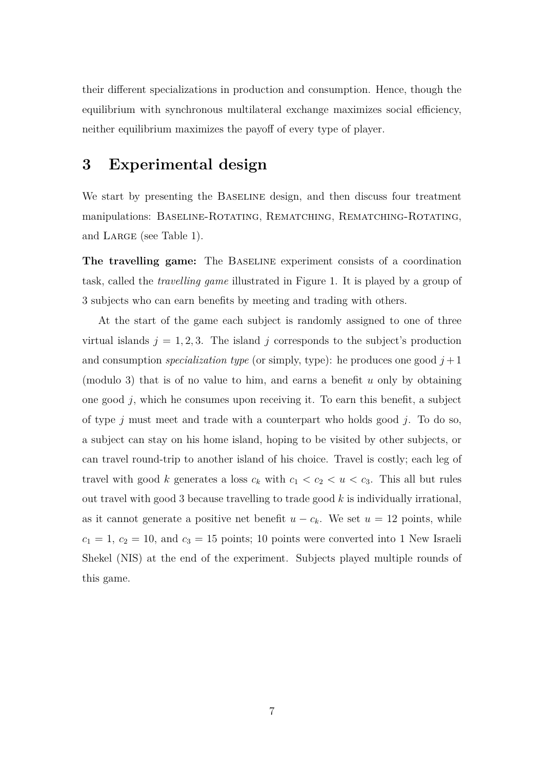their different specializations in production and consumption. Hence, though the equilibrium with synchronous multilateral exchange maximizes social efficiency, neither equilibrium maximizes the payoff of every type of player.

# 3 Experimental design

We start by presenting the Baseline design, and then discuss four treatment manipulations: Baseline-Rotating, Rematching, Rematching-Rotating, and Large (see Table 1).

**The travelling game:** The Baseline experiment consists of a coordination task, called the *travelling game* illustrated in Figure 1. It is played by a group of 3 subjects who can earn benefits by meeting and trading with others.

At the start of the game each subject is randomly assigned to one of three virtual islands $j = 1, 2, 3$. The island $j$ corresponds to the subject's production and consumption *specialization type* (or simply, type): he produces one good $j+1$ (modulo 3) that is of no value to him, and earns a benefit $u$ only by obtaining one good $j$, which he consumes upon receiving it. To earn this benefit, a subject of type $j$ must meet and trade with a counterpart who holds good $j$. To do so, a subject can stay on his home island, hoping to be visited by other subjects, or can travel round-trip to another island of his choice. Travel is costly; each leg of travel with good $k$ generates a loss $c_k$ with $c_1 < c_2 < u < c_3$. This all but rules out travel with good 3 because travelling to trade good $k$ is individually irrational, as it cannot generate a positive net benefit $u - c_k$. We set $u = 12$ points, while $c_1 = 1$, $c_2 = 10$, and $c_3 = 15$ points; 10 points were converted into 1 New Israeli Shekel (NIS) at the end of the experiment. Subjects played multiple rounds of this game.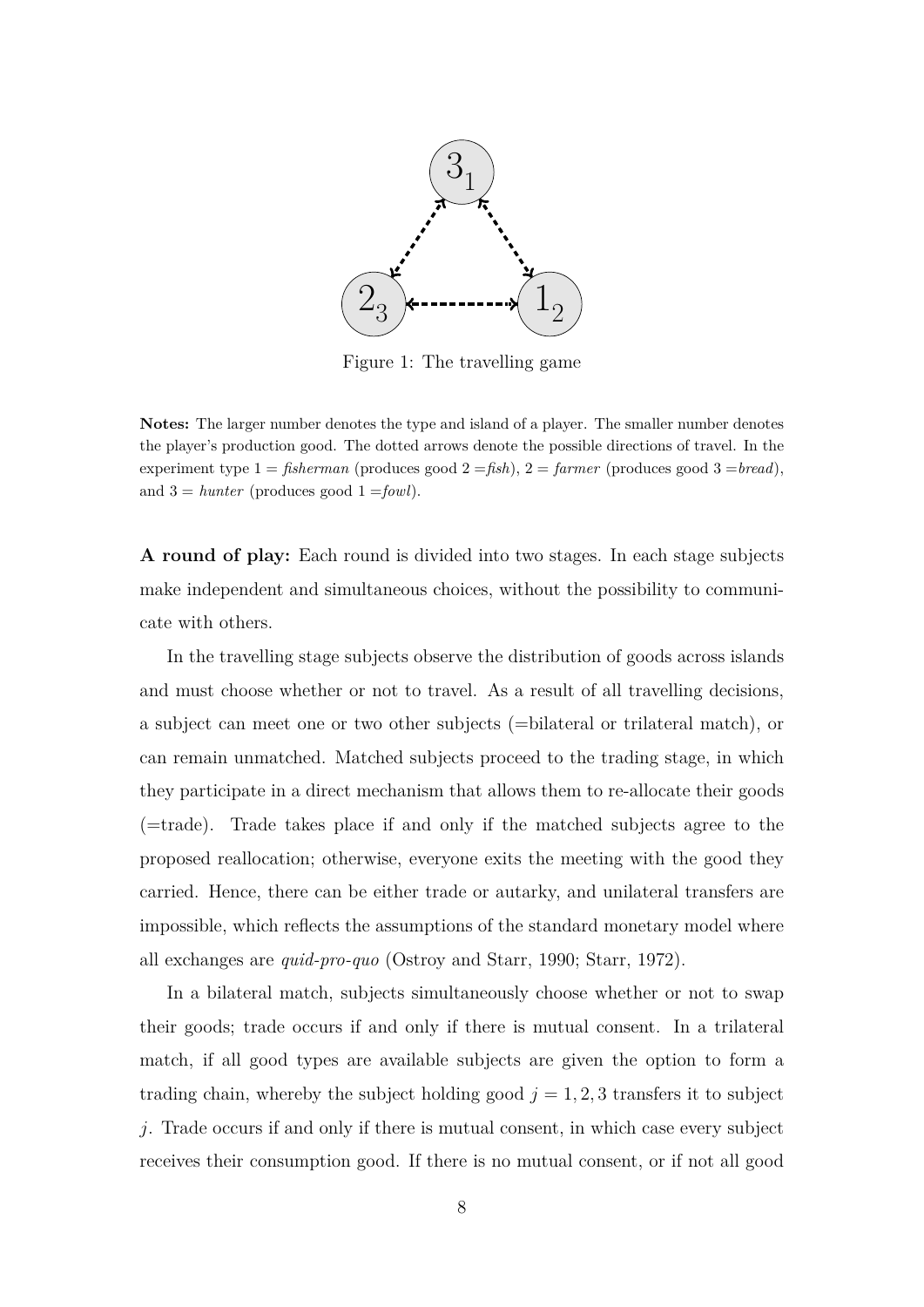Figure 1: The travelling game

**Notes:** The larger number denotes the type and island of a player. The smaller number denotes the player's production good. The dotted arrows denote the possible directions of travel. In the experiment type 1 = *fisherman* (produces good 2 =*fish*), 2 = *farmer* (produces good 3 =*bread*), and 3 = *hunter* (produces good 1 =*fowl*).

**A round of play:** Each round is divided into two stages. In each stage subjects make independent and simultaneous choices, without the possibility to communicate with others.

In the travelling stage subjects observe the distribution of goods across islands and must choose whether or not to travel. As a result of all travelling decisions, a subject can meet one or two other subjects (=bilateral or trilateral match), or can remain unmatched. Matched subjects proceed to the trading stage, in which they participate in a direct mechanism that allows them to re-allocate their goods (=trade). Trade takes place if and only if the matched subjects agree to the proposed reallocation; otherwise, everyone exits the meeting with the good they carried. Hence, there can be either trade or autarky, and unilateral transfers are impossible, which reflects the assumptions of the standard monetary model where all exchanges are *quid-pro-quo* (Ostroy and Starr, 1990; Starr, 1972).

In a bilateral match, subjects simultaneously choose whether or not to swap their goods; trade occurs if and only if there is mutual consent. In a trilateral match, if all good types are available subjects are given the option to form a trading chain, whereby the subject holding good $j = 1, 2, 3$ transfers it to subject $j$. Trade occurs if and only if there is mutual consent, in which case every subject receives their consumption good. If there is no mutual consent, or if not all good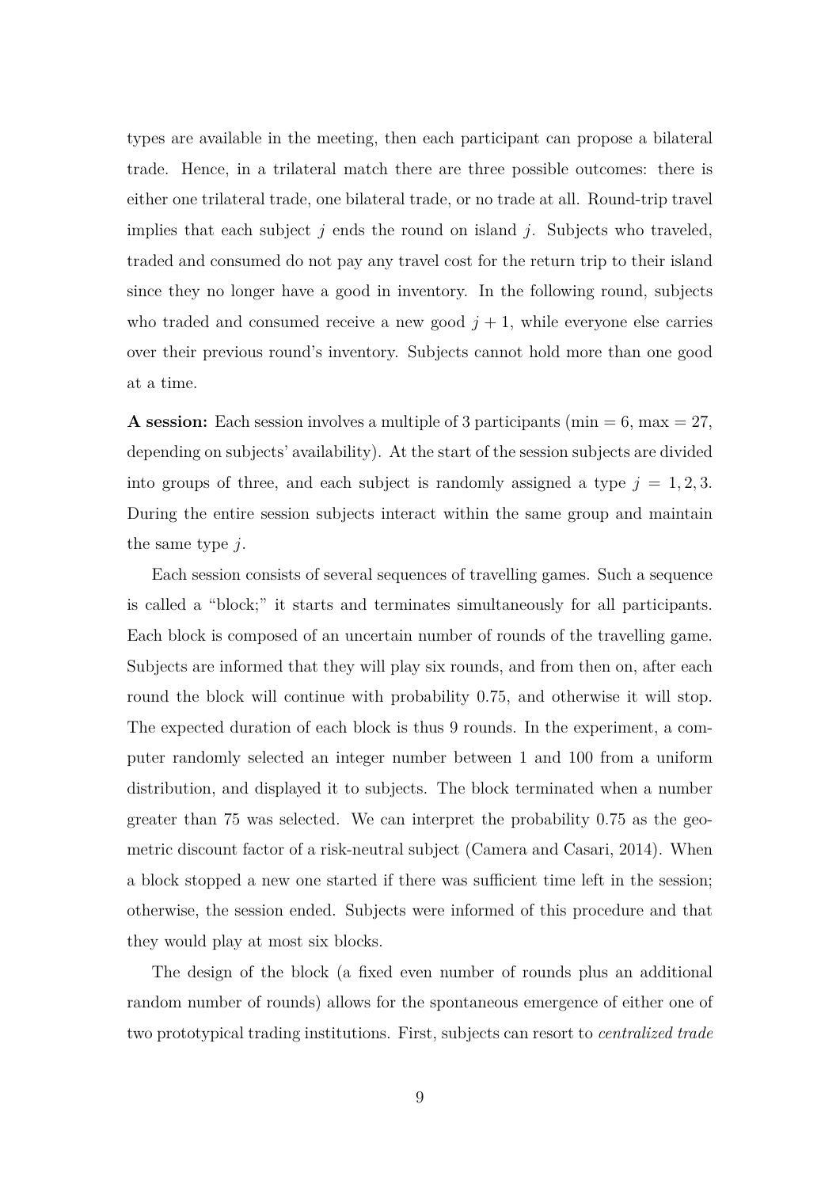types are available in the meeting, then each participant can propose a bilateral trade. Hence, in a trilateral match there are three possible outcomes: there is either one trilateral trade, one bilateral trade, or no trade at all. Round-trip travel implies that each subject $j$ ends the round on island $j$. Subjects who traveled, traded and consumed do not pay any travel cost for the return trip to their island since they no longer have a good in inventory. In the following round, subjects who traded and consumed receive a new good $j+1$, while everyone else carries over their previous round's inventory. Subjects cannot hold more than one good at a time.

**A session:** Each session involves a multiple of 3 participants (min = 6, max = 27, depending on subjects' availability). At the start of the session subjects are divided into groups of three, and each subject is randomly assigned a type $j = 1, 2, 3$. During the entire session subjects interact within the same group and maintain the same type $j$.

Each session consists of several sequences of travelling games. Such a sequence is called a "block;" it starts and terminates simultaneously for all participants. Each block is composed of an uncertain number of rounds of the travelling game. Subjects are informed that they will play six rounds, and from then on, after each round the block will continue with probability 0.75, and otherwise it will stop. The expected duration of each block is thus 9 rounds. In the experiment, a computer randomly selected an integer number between 1 and 100 from a uniform distribution, and displayed it to subjects. The block terminated when a number greater than 75 was selected. We can interpret the probability 0.75 as the geometric discount factor of a risk-neutral subject (Camera and Casari, 2014). When a block stopped a new one started if there was sufficient time left in the session; otherwise, the session ended. Subjects were informed of this procedure and that they would play at most six blocks.

The design of the block (a fixed even number of rounds plus an additional random number of rounds) allows for the spontaneous emergence of either one of two prototypical trading institutions. First, subjects can resort to *centralized trade*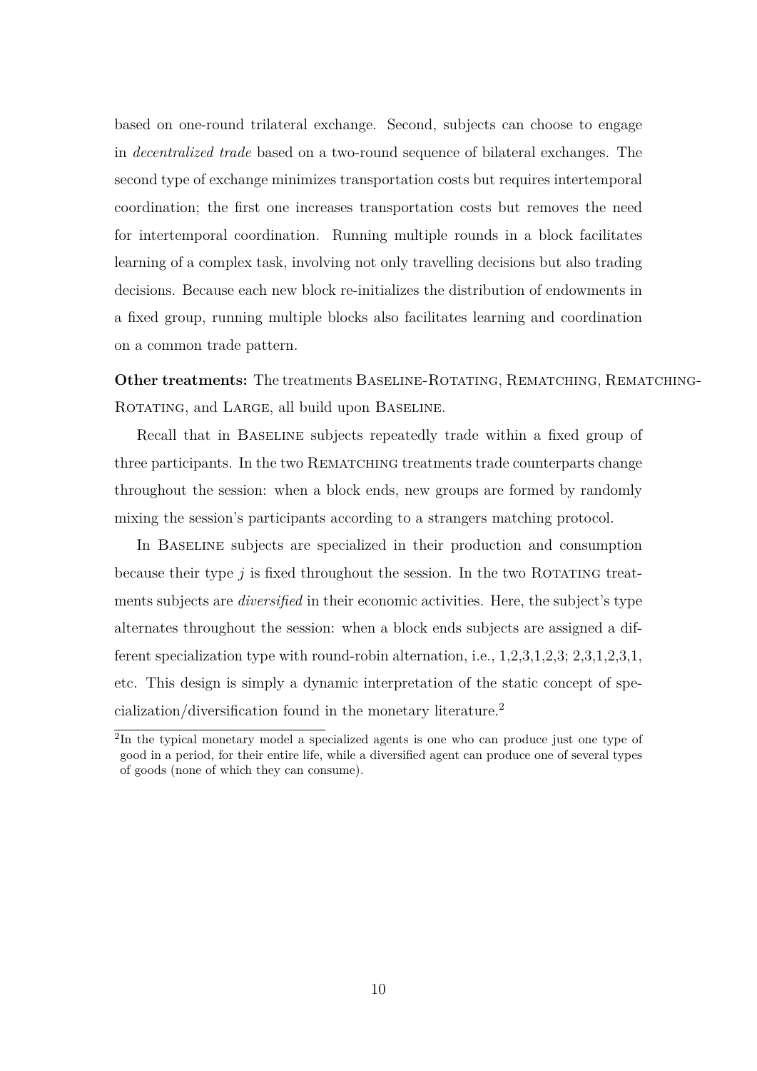based on one-round trilateral exchange. Second, subjects can choose to engage in *decentralized trade* based on a two-round sequence of bilateral exchanges. The second type of exchange minimizes transportation costs but requires intertemporal coordination; the first one increases transportation costs but removes the need for intertemporal coordination. Running multiple rounds in a block facilitates learning of a complex task, involving not only travelling decisions but also trading decisions. Because each new block re-initializes the distribution of endowments in a fixed group, running multiple blocks also facilitates learning and coordination on a common trade pattern.

**Other treatments:** The treatments Baseline-Rotating, Rematching, Rematching-Rotating, and Large, all build upon Baseline.

Recall that in Baseline subjects repeatedly trade within a fixed group of three participants. In the two Rematching treatments trade counterparts change throughout the session: when a block ends, new groups are formed by randomly mixing the session's participants according to a strangers matching protocol.

In Baseline subjects are specialized in their production and consumption because their type $j$ is fixed throughout the session. In the two Rotating treatments subjects are *diversified* in their economic activities. Here, the subject's type alternates throughout the session: when a block ends subjects are assigned a different specialization type with round-robin alternation, i.e., 1,2,3,1,2,3; 2,3,1,2,3,1, etc. This design is simply a dynamic interpretation of the static concept of specialization/diversification found in the monetary literature.[2]

[2]In the typical monetary model a specialized agents is one who can produce just one type of good in a period, for their entire life, while a diversified agent can produce one of several types of goods (none of which they can consume).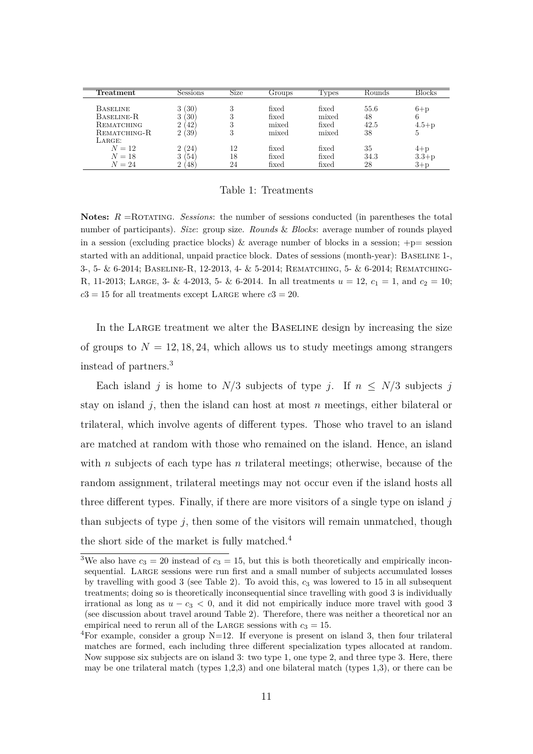| Treatment | Sessions | Size | Groups | Types | Rounds | Blocks |
|---|---|---|---|---|---|---|
| Baseline | 3 (30) | 3 | fixed | fixed | 55.6 | 6+p |
| Baseline-R | 3 (30) | 3 | fixed | mixed | 48 | 6 |
| Rematching | 2 (42) | 3 | mixed | fixed | 42.5 | 4.5+p |
| Rematching-R | 2 (39) | 3 | mixed | mixed | 38 | 5 |
| Large: | | | | | | |
| $N = 12$ | 2 (24) | 12 | fixed | fixed | 35 | 4+p |
| $N = 18$ | 3 (54) | 18 | fixed | fixed | 34.3 | 3.3+p |
| $N = 24$ | 2 (48) | 24 | fixed | fixed | 28 | 3+p |

Table 1: Treatments

**Notes:** $R$ =Rotating. *Sessions*: the number of sessions conducted (in parentheses the total number of participants). *Size*: group size. *Rounds* & *Blocks*: average number of rounds played in a session (excluding practice blocks) & average number of blocks in a session; +p= session started with an additional, unpaid practice block. Dates of sessions (month-year): Baseline 1-, 3-, 5- & 6-2014; Baseline-R, 12-2013, 4- & 5-2014; Rematching, 5- & 6-2014; Rematching-R, 11-2013; Large, 3- & 4-2013, 5- & 6-2014. In all treatments $u = 12$, $c_1 = 1$, and $c_2 = 10$; $c3 = 15$ for all treatments except Large where $c3 = 20$.

In the Large treatment we alter the Baseline design by increasing the size of groups to $N = 12, 18, 24$, which allows us to study meetings among strangers instead of partners.[3]

Each island $j$ is home to $N/3$ subjects of type $j$. If $n \leq N/3$ subjects $j$ stay on island $j$, then the island can host at most $n$ meetings, either bilateral or trilateral, which involve agents of different types. Those who travel to an island are matched at random with those who remained on the island. Hence, an island with $n$ subjects of each type has $n$ trilateral meetings; otherwise, because of the random assignment, trilateral meetings may not occur even if the island hosts all three different types. Finally, if there are more visitors of a single type on island $j$ than subjects of type $j$, then some of the visitors will remain unmatched, though the short side of the market is fully matched.[4]

[3] We also have $c_3 = 20$ instead of $c_3 = 15$, but this is both theoretically and empirically inconsequential. Large sessions were run first and a small number of subjects accumulated losses by travelling with good 3 (see Table 2). To avoid this, $c_3$ was lowered to 15 in all subsequent treatments; doing so is theoretically inconsequential since travelling with good 3 is individually irrational as long as $u - c_3 < 0$, and it did not empirically induce more travel with good 3 (see discussion about travel around Table 2). Therefore, there was neither a theoretical nor an empirical need to rerun all of the Large sessions with $c_3 = 15$.

[4] For example, consider a group N=12. If everyone is present on island 3, then four trilateral matches are formed, each including three different specialization types allocated at random. Now suppose six subjects are on island 3: two type 1, one type 2, and three type 3. Here, there may be one trilateral match (types 1,2,3) and one bilateral match (types 1,3), or there can be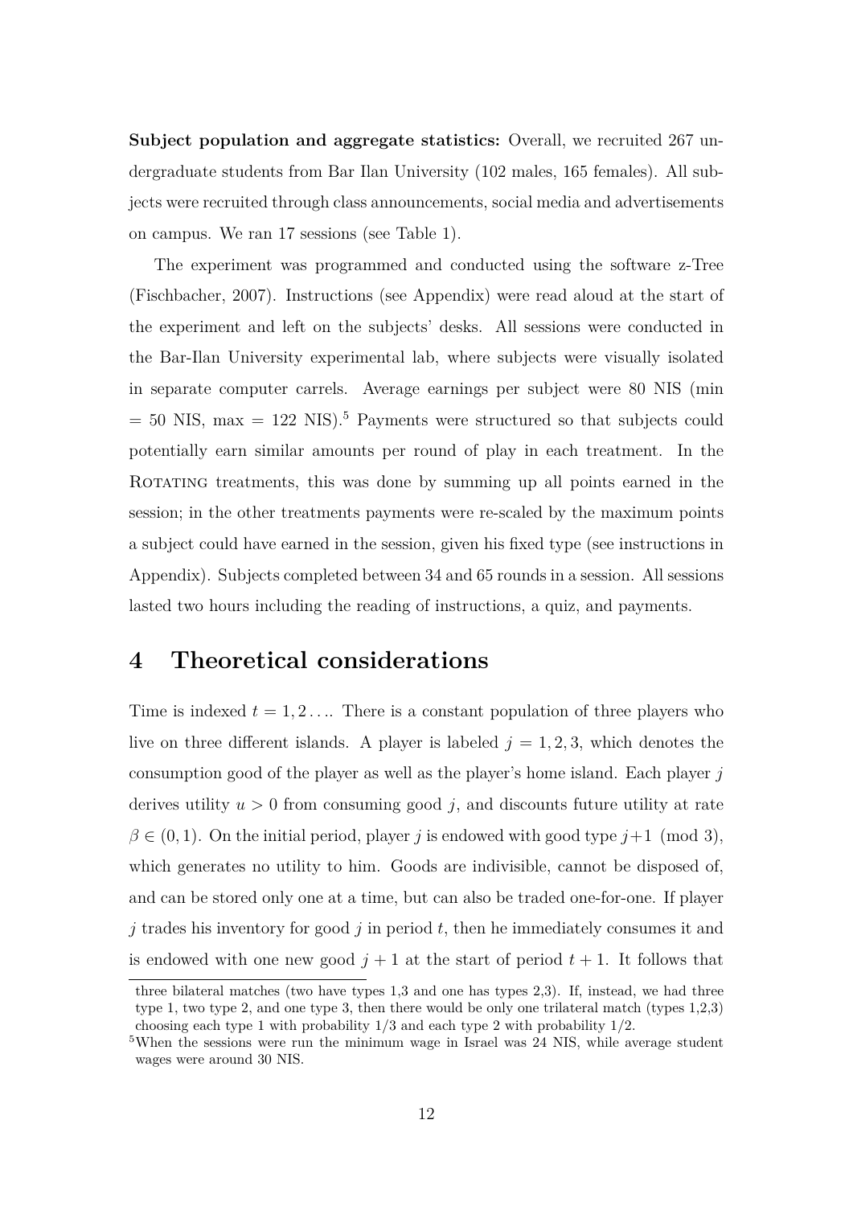**Subject population and aggregate statistics:** Overall, we recruited 267 undergraduate students from Bar Ilan University (102 males, 165 females). All subjects were recruited through class announcements, social media and advertisements on campus. We ran 17 sessions (see Table 1).

The experiment was programmed and conducted using the software z-Tree (Fischbacher, 2007). Instructions (see Appendix) were read aloud at the start of the experiment and left on the subjects' desks. All sessions were conducted in the Bar-Ilan University experimental lab, where subjects were visually isolated in separate computer carrels. Average earnings per subject were 80 NIS (min = 50 NIS, max = 122 NIS).[5] Payments were structured so that subjects could potentially earn similar amounts per round of play in each treatment. In the Rotating treatments, this was done by summing up all points earned in the session; in the other treatments payments were re-scaled by the maximum points a subject could have earned in the session, given his fixed type (see instructions in Appendix). Subjects completed between 34 and 65 rounds in a session. All sessions lasted two hours including the reading of instructions, a quiz, and payments.

# 4 Theoretical considerations

Time is indexed $t = 1, 2 \ldots$. There is a constant population of three players who live on three different islands. A player is labeled $j = 1, 2, 3$, which denotes the consumption good of the player as well as the player's home island. Each player $j$ derives utility $u > 0$ from consuming good $j$, and discounts future utility at rate $\beta \in (0, 1)$. On the initial period, player $j$ is endowed with good type $j+1 \pmod 3$, which generates no utility to him. Goods are indivisible, cannot be disposed of, and can be stored only one at a time, but can also be traded one-for-one. If player $j$ trades his inventory for good $j$ in period $t$, then he immediately consumes it and is endowed with one new good $j + 1$ at the start of period $t + 1$. It follows that

three bilateral matches (two have types 1,3 and one has types 2,3). If, instead, we had three type 1, two type 2, and one type 3, then there would be only one trilateral match (types 1,2,3) choosing each type 1 with probability 1/3 and each type 2 with probability 1/2.

[5] When the sessions were run the minimum wage in Israel was 24 NIS, while average student wages were around 30 NIS.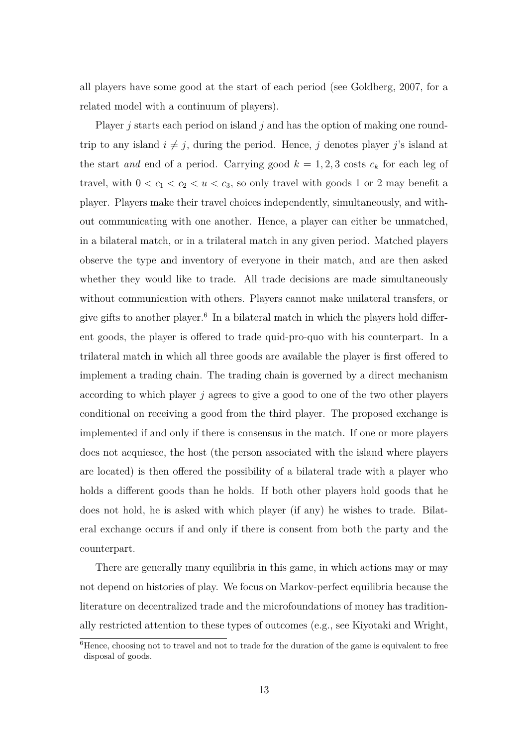all players have some good at the start of each period (see Goldberg, 2007, for a related model with a continuum of players).

Player $j$ starts each period on island $j$ and has the option of making one round-trip to any island $i \neq j$, during the period. Hence, $j$ denotes player $j$'s island at the start *and* end of a period. Carrying good $k = 1, 2, 3$ costs $c_k$ for each leg of travel, with $0 < c_1 < c_2 < u < c_3$, so only travel with goods 1 or 2 may benefit a player. Players make their travel choices independently, simultaneously, and without communicating with one another. Hence, a player can either be unmatched, in a bilateral match, or in a trilateral match in any given period. Matched players observe the type and inventory of everyone in their match, and are then asked whether they would like to trade. All trade decisions are made simultaneously without communication with others. Players cannot make unilateral transfers, or give gifts to another player.[6] In a bilateral match in which the players hold different goods, the player is offered to trade quid-pro-quo with his counterpart. In a trilateral match in which all three goods are available the player is first offered to implement a trading chain. The trading chain is governed by a direct mechanism according to which player $j$ agrees to give a good to one of the two other players conditional on receiving a good from the third player. The proposed exchange is implemented if and only if there is consensus in the match. If one or more players does not acquiesce, the host (the person associated with the island where players are located) is then offered the possibility of a bilateral trade with a player who holds a different goods than he holds. If both other players hold goods that he does not hold, he is asked with which player (if any) he wishes to trade. Bilateral exchange occurs if and only if there is consent from both the party and the counterpart.

There are generally many equilibria in this game, in which actions may or may not depend on histories of play. We focus on Markov-perfect equilibria because the literature on decentralized trade and the microfoundations of money has traditionally restricted attention to these types of outcomes (e.g., see Kiyotaki and Wright,

[6] Hence, choosing not to travel and not to trade for the duration of the game is equivalent to free disposal of goods.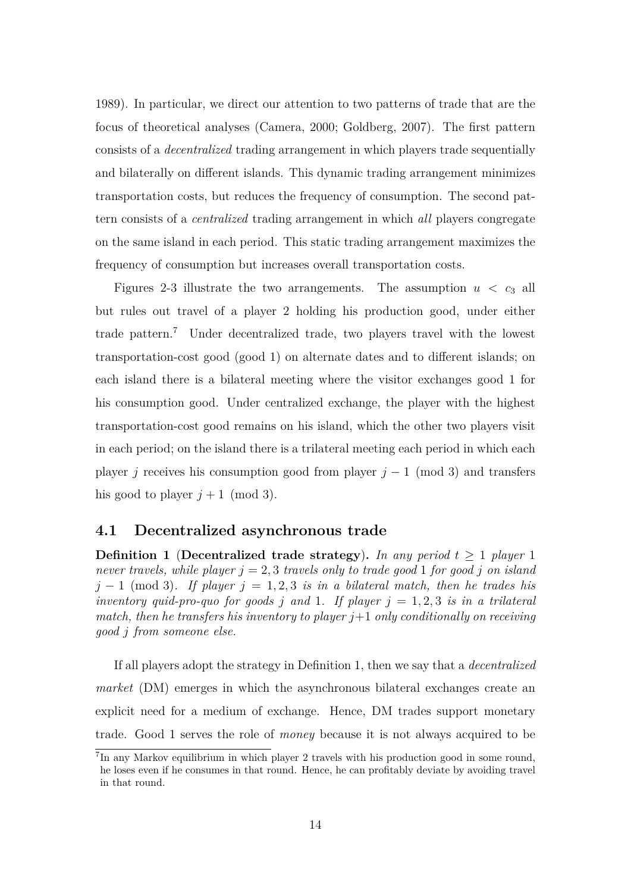1989). In particular, we direct our attention to two patterns of trade that are the focus of theoretical analyses (Camera, 2000; Goldberg, 2007). The first pattern consists of a *decentralized* trading arrangement in which players trade sequentially and bilaterally on different islands. This dynamic trading arrangement minimizes transportation costs, but reduces the frequency of consumption. The second pattern consists of a *centralized* trading arrangement in which *all* players congregate on the same island in each period. This static trading arrangement maximizes the frequency of consumption but increases overall transportation costs.

Figures 2-3 illustrate the two arrangements. The assumption $u < c_3$ all but rules out travel of a player 2 holding his production good, under either trade pattern.[7] Under decentralized trade, two players travel with the lowest transportation-cost good (good 1) on alternate dates and to different islands; on each island there is a bilateral meeting where the visitor exchanges good 1 for his consumption good. Under centralized exchange, the player with the highest transportation-cost good remains on his island, which the other two players visit in each period; on the island there is a trilateral meeting each period in which each player $j$ receives his consumption good from player $j-1 \pmod 3$ and transfers his good to player $j+1 \pmod 3$.

## 4.1 Decentralized asynchronous trade

**Definition 1** (**Decentralized trade strategy**). *In any period $t \geq 1$ player 1 never travels, while player $j = 2, 3$ travels only to trade good 1 for good $j$ on island $j - 1 \pmod 3$. If player $j = 1, 2, 3$ is in a bilateral match, then he trades his inventory quid-pro-quo for goods $j$ and 1. If player $j = 1, 2, 3$ is in a trilateral match, then he transfers his inventory to player $j+1$ only conditionally on receiving good $j$ from someone else.*

If all players adopt the strategy in Definition 1, then we say that a *decentralized market* (DM) emerges in which the asynchronous bilateral exchanges create an explicit need for a medium of exchange. Hence, DM trades support monetary trade. Good 1 serves the role of *money* because it is not always acquired to be

[7] In any Markov equilibrium in which player 2 travels with his production good in some round, he loses even if he consumes in that round. Hence, he can profitably deviate by avoiding travel in that round.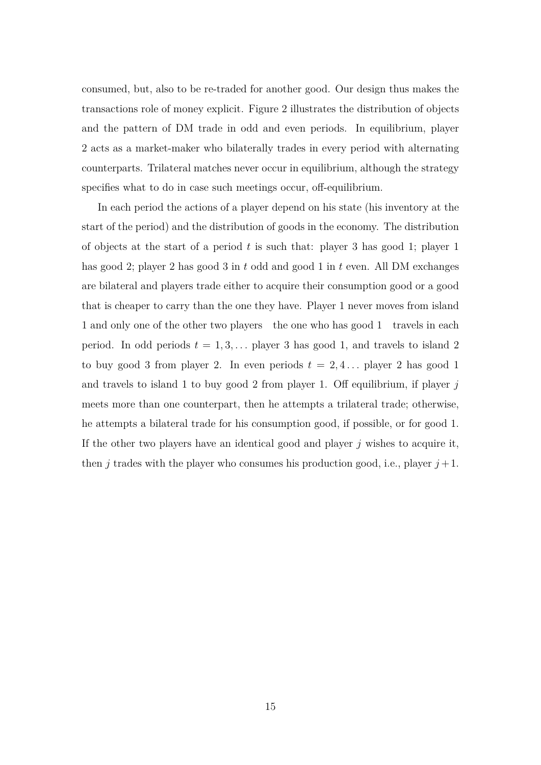consumed, but, also to be re-traded for another good. Our design thus makes the transactions role of money explicit. Figure 2 illustrates the distribution of objects and the pattern of DM trade in odd and even periods. In equilibrium, player 2 acts as a market-maker who bilaterally trades in every period with alternating counterparts. Trilateral matches never occur in equilibrium, although the strategy specifies what to do in case such meetings occur, off-equilibrium.

In each period the actions of a player depend on his state (his inventory at the start of the period) and the distribution of goods in the economy. The distribution of objects at the start of a period $t$ is such that: player 3 has good 1; player 1 has good 2; player 2 has good 3 in $t$ odd and good 1 in $t$ even. All DM exchanges are bilateral and players trade either to acquire their consumption good or a good that is cheaper to carry than the one they have. Player 1 never moves from island 1 and only one of the other two players — the one who has good 1 — travels in each period. In odd periods $t = 1, 3, \dots$ player 3 has good 1, and travels to island 2 to buy good 3 from player 2. In even periods $t = 2, 4 \dots$ player 2 has good 1 and travels to island 1 to buy good 2 from player 1. Off equilibrium, if player $j$ meets more than one counterpart, then he attempts a trilateral trade; otherwise, he attempts a bilateral trade for his consumption good, if possible, or for good 1. If the other two players have an identical good and player $j$ wishes to acquire it, then $j$ trades with the player who consumes his production good, i.e., player $j+1$.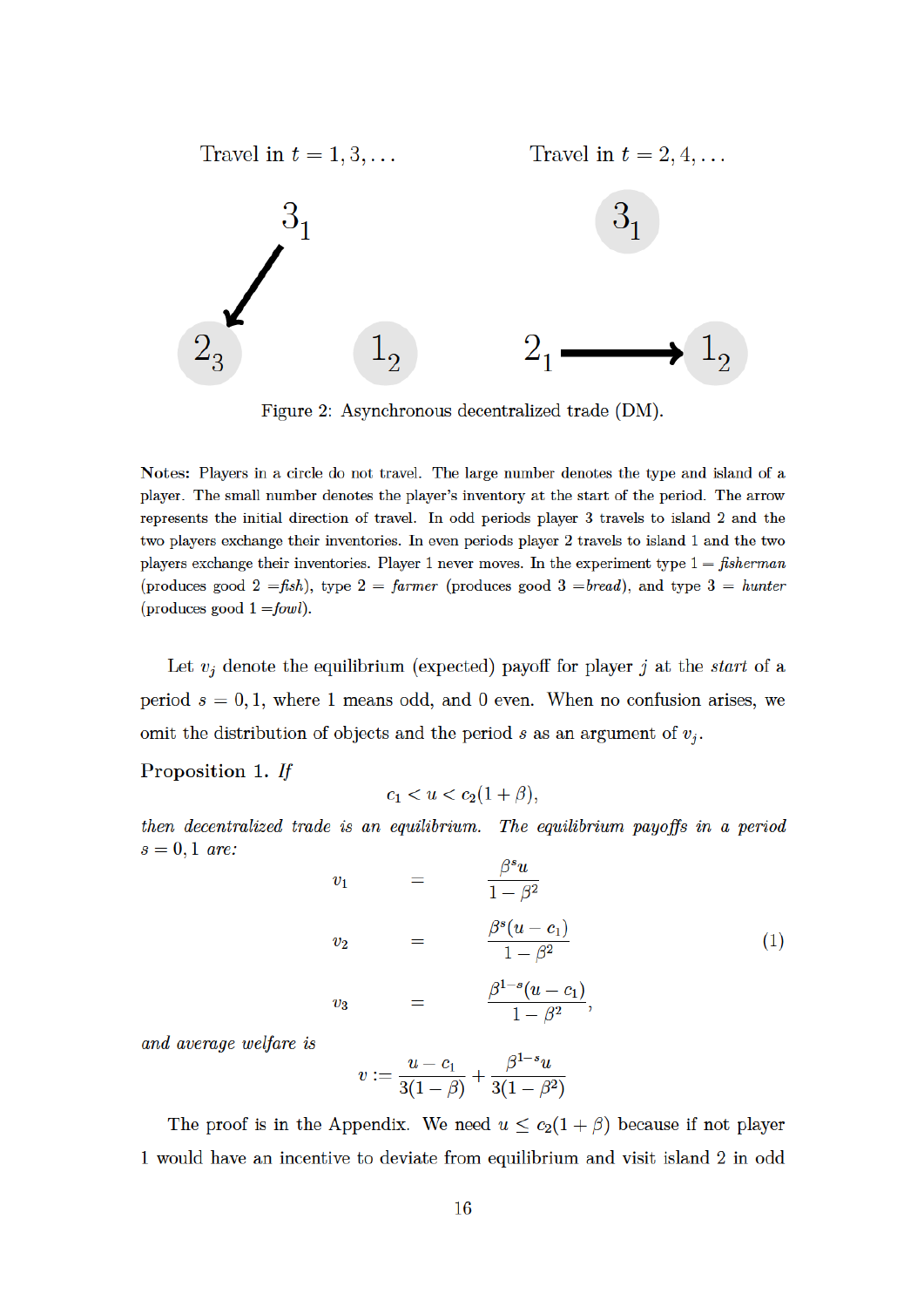Travel in $t = 1, 3, \ldots$ &nbsp;&nbsp;&nbsp;&nbsp; Travel in $t = 2, 4, \ldots$

Figure 2: Asynchronous decentralized trade (DM).

**Notes:** Players in a circle do not travel. The large number denotes the type and island of a player. The small number denotes the player's inventory at the start of the period. The arrow represents the initial direction of travel. In odd periods player 3 travels to island 2 and the two players exchange their inventories. In even periods player 2 travels to island 1 and the two players exchange their inventories. Player 1 never moves. In the experiment type 1 = *fisherman* (produces good 2 =*fish*), type 2 = *farmer* (produces good 3 =*bread*), and type 3 = *hunter* (produces good 1 =*fowl*).

Let $v_j$ denote the equilibrium (expected) payoff for player $j$ at the *start* of a period $s = 0, 1$, where 1 means odd, and 0 even. When no confusion arises, we omit the distribution of objects and the period $s$ as an argument of $v_j$.

**Proposition 1.** *If*

$$c_1 < u < c_2(1 + \beta),$$

*then decentralized trade is an equilibrium. The equilibrium payoffs in a period $s = 0, 1$ are:*

$$\begin{aligned} v_1 &= \frac{\beta^s u}{1 - \beta^2} \\ v_2 &= \frac{\beta^s (u - c_1)}{1 - \beta^2} \\ v_3 &= \frac{\beta^{1-s}(u - c_1)}{1 - \beta^2}, \end{aligned} \tag{1}$$

*and average welfare is*

$$v := \frac{u - c_1}{3(1 - \beta)} + \frac{\beta^{1-s} u}{3(1 - \beta^2)}$$

The proof is in the Appendix. We need $u \leq c_2(1 + \beta)$ because if not player 1 would have an incentive to deviate from equilibrium and visit island 2 in odd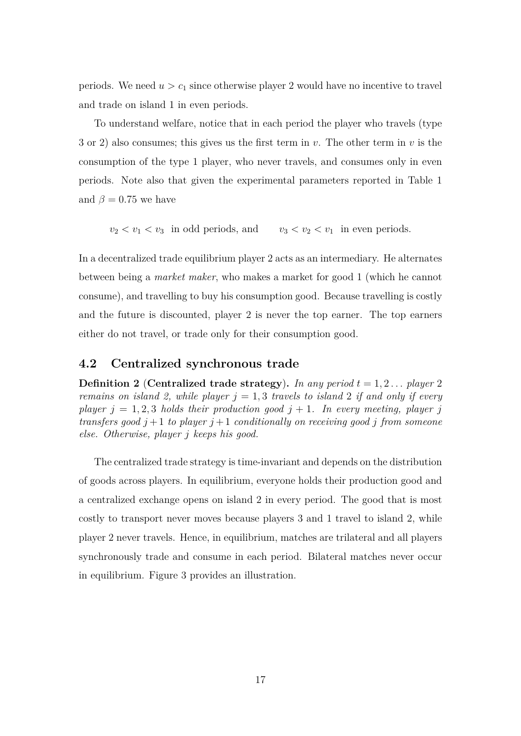periods. We need $u > c_1$ since otherwise player 2 would have no incentive to travel and trade on island 1 in even periods.

To understand welfare, notice that in each period the player who travels (type 3 or 2) also consumes; this gives us the first term in $v$. The other term in $v$ is the consumption of the type 1 player, who never travels, and consumes only in even periods. Note also that given the experimental parameters reported in Table 1 and $\beta = 0.75$ we have

$$v_2 < v_1 < v_3 \text{ in odd periods, and } \qquad v_3 < v_2 < v_1 \text{ in even periods.}$$

In a decentralized trade equilibrium player 2 acts as an intermediary. He alternates between being a *market maker*, who makes a market for good 1 (which he cannot consume), and travelling to buy his consumption good. Because travelling is costly and the future is discounted, player 2 is never the top earner. The top earners either do not travel, or trade only for their consumption good.

## 4.2 Centralized synchronous trade

**Definition 2** (**Centralized trade strategy**). *In any period $t = 1, 2\ldots$ player 2 remains on island 2, while player $j = 1, 3$ travels to island 2 if and only if every player $j = 1, 2, 3$ holds their production good $j + 1$. In every meeting, player $j$ transfers good $j+1$ to player $j+1$ conditionally on receiving good $j$ from someone else. Otherwise, player $j$ keeps his good.*

The centralized trade strategy is time-invariant and depends on the distribution of goods across players. In equilibrium, everyone holds their production good and a centralized exchange opens on island 2 in every period. The good that is most costly to transport never moves because players 3 and 1 travel to island 2, while player 2 never travels. Hence, in equilibrium, matches are trilateral and all players synchronously trade and consume in each period. Bilateral matches never occur in equilibrium. Figure 3 provides an illustration.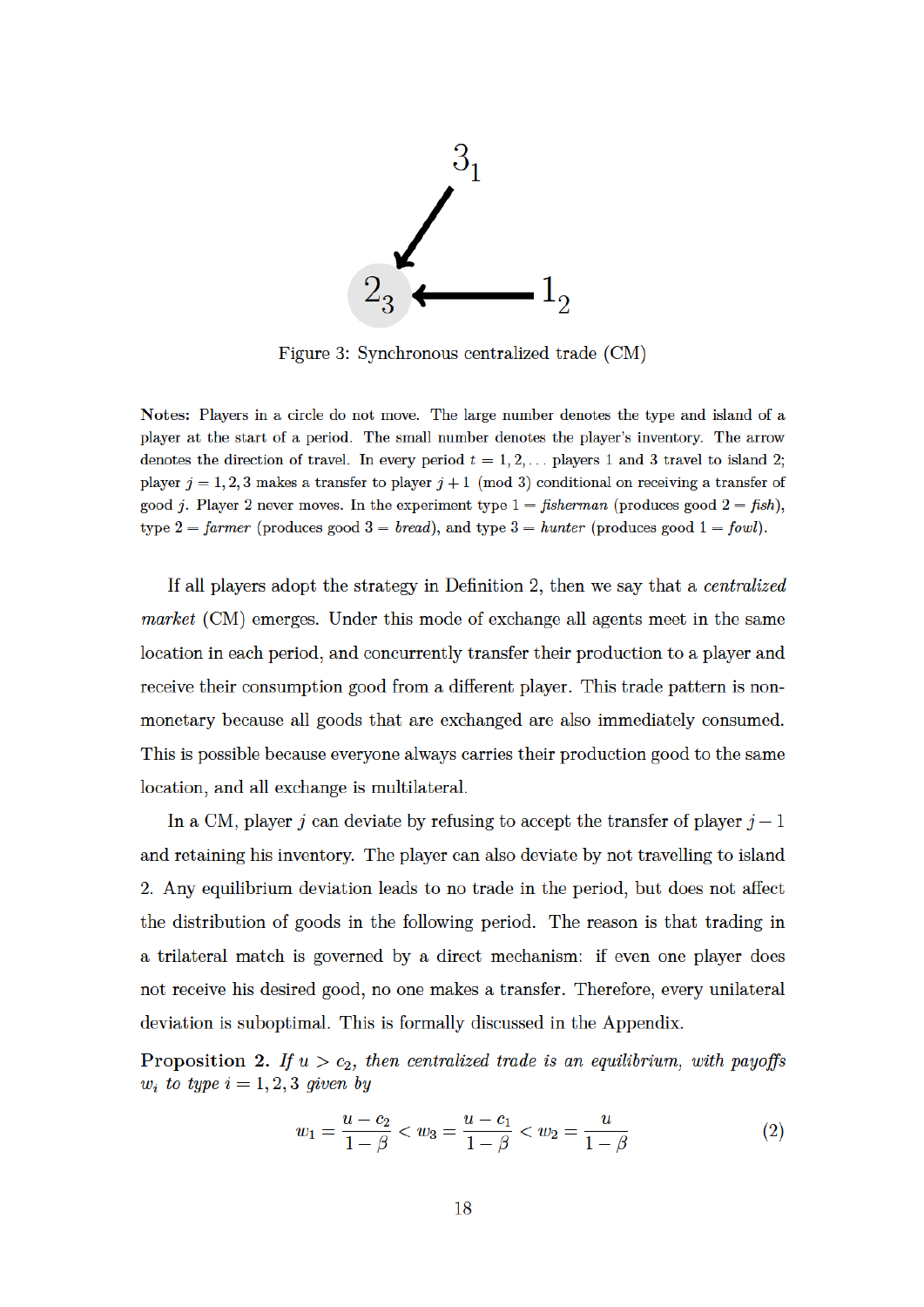Figure 3: Synchronous centralized trade (CM)

Notes: Players in a circle do not move. The large number denotes the type and island of a player at the start of a period. The small number denotes the player's inventory. The arrow denotes the direction of travel. In every period $t = 1, 2, \ldots$ players 1 and 3 travel to island 2; player $j = 1, 2, 3$ makes a transfer to player $j + 1$ (mod 3) conditional on receiving a transfer of good $j$. Player 2 never moves. In the experiment type 1 = *fisherman* (produces good 2 = *fish*), type 2 = *farmer* (produces good 3 = *bread*), and type 3 = *hunter* (produces good 1 = *fowl*).

If all players adopt the strategy in Definition 2, then we say that a *centralized market* (CM) emerges. Under this mode of exchange all agents meet in the same location in each period, and concurrently transfer their production to a player and receive their consumption good from a different player. This trade pattern is non-monetary because all goods that are exchanged are also immediately consumed. This is possible because everyone always carries their production good to the same location, and all exchange is multilateral.

In a CM, player $j$ can deviate by refusing to accept the transfer of player $j - 1$ and retaining his inventory. The player can also deviate by not travelling to island 2. Any equilibrium deviation leads to no trade in the period, but does not affect the distribution of goods in the following period. The reason is that trading in a trilateral match is governed by a direct mechanism: if even one player does not receive his desired good, no one makes a transfer. Therefore, every unilateral deviation is suboptimal. This is formally discussed in the Appendix.

**Proposition 2.** *If $u > c_2$, then centralized trade is an equilibrium, with payoffs $w_i$ to type $i = 1, 2, 3$ given by*

$$w_1 = \frac{u - c_2}{1 - \beta} < w_3 = \frac{u - c_1}{1 - \beta} < w_2 = \frac{u}{1 - \beta} \tag{2}$$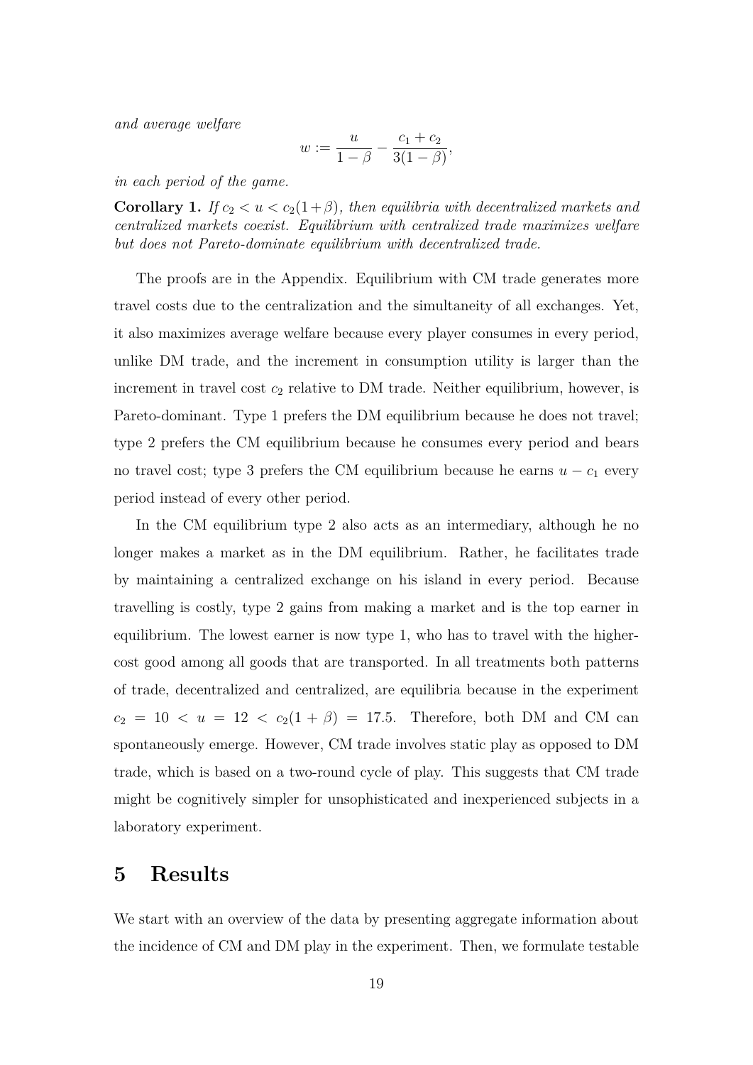*and average welfare*

$$w := \frac{u}{1-\beta} - \frac{c_1 + c_2}{3(1-\beta)},$$

*in each period of the game.*

**Corollary 1.** *If $c_2 < u < c_2(1+\beta)$, then equilibria with decentralized markets and centralized markets coexist. Equilibrium with centralized trade maximizes welfare but does not Pareto-dominate equilibrium with decentralized trade.*

The proofs are in the Appendix. Equilibrium with CM trade generates more travel costs due to the centralization and the simultaneity of all exchanges. Yet, it also maximizes average welfare because every player consumes in every period, unlike DM trade, and the increment in consumption utility is larger than the increment in travel cost $c_2$ relative to DM trade. Neither equilibrium, however, is Pareto-dominant. Type 1 prefers the DM equilibrium because he does not travel; type 2 prefers the CM equilibrium because he consumes every period and bears no travel cost; type 3 prefers the CM equilibrium because he earns $u - c_1$ every period instead of every other period.

In the CM equilibrium type 2 also acts as an intermediary, although he no longer makes a market as in the DM equilibrium. Rather, he facilitates trade by maintaining a centralized exchange on his island in every period. Because travelling is costly, type 2 gains from making a market and is the top earner in equilibrium. The lowest earner is now type 1, who has to travel with the higher-cost good among all goods that are transported. In all treatments both patterns of trade, decentralized and centralized, are equilibria because in the experiment $c_2 = 10 < u = 12 < c_2(1 + \beta) = 17.5$. Therefore, both DM and CM can spontaneously emerge. However, CM trade involves static play as opposed to DM trade, which is based on a two-round cycle of play. This suggests that CM trade might be cognitively simpler for unsophisticated and inexperienced subjects in a laboratory experiment.

# 5 Results

We start with an overview of the data by presenting aggregate information about the incidence of CM and DM play in the experiment. Then, we formulate testable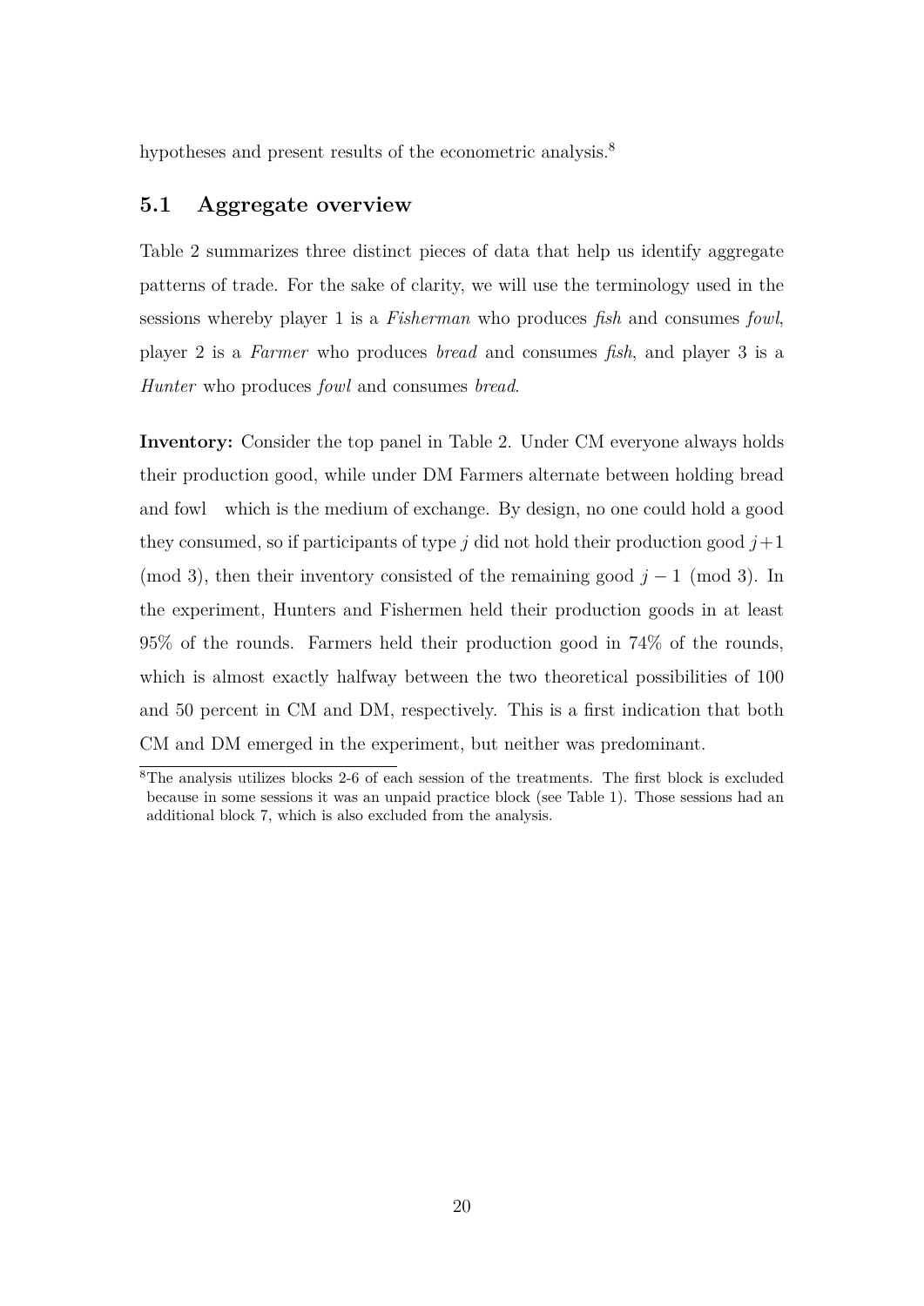hypotheses and present results of the econometric analysis.[8]

## 5.1 Aggregate overview

Table 2 summarizes three distinct pieces of data that help us identify aggregate patterns of trade. For the sake of clarity, we will use the terminology used in the sessions whereby player 1 is a *Fisherman* who produces *fish* and consumes *fowl*, player 2 is a *Farmer* who produces *bread* and consumes *fish*, and player 3 is a *Hunter* who produces *fowl* and consumes *bread*.

**Inventory:** Consider the top panel in Table 2. Under CM everyone always holds their production good, while under DM Farmers alternate between holding bread and fowl which is the medium of exchange. By design, no one could hold a good they consumed, so if participants of type $j$ did not hold their production good $j+1$ (mod 3), then their inventory consisted of the remaining good $j-1$ (mod 3). In the experiment, Hunters and Fishermen held their production goods in at least 95% of the rounds. Farmers held their production good in 74% of the rounds, which is almost exactly halfway between the two theoretical possibilities of 100 and 50 percent in CM and DM, respectively. This is a first indication that both CM and DM emerged in the experiment, but neither was predominant.

[8] The analysis utilizes blocks 2-6 of each session of the treatments. The first block is excluded because in some sessions it was an unpaid practice block (see Table 1). Those sessions had an additional block 7, which is also excluded from the analysis.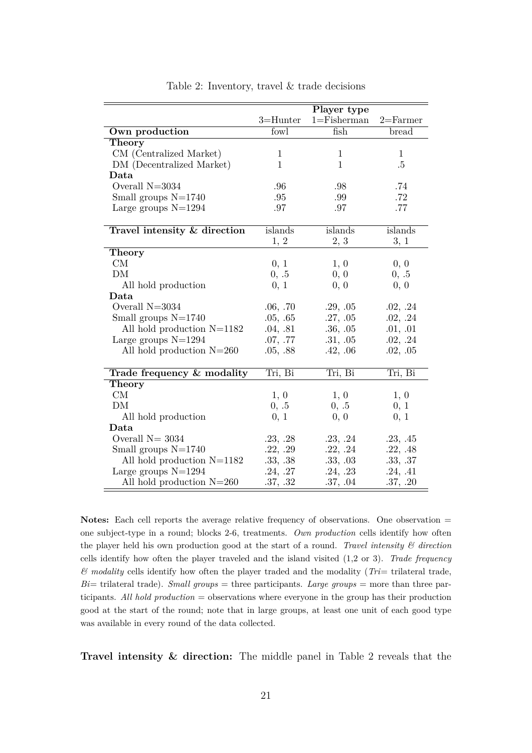Table 2: Inventory, travel & trade decisions

| | Player type | | |
|---|---|---|---|
| | 3=Hunter | 1=Fisherman | 2=Farmer |
| **Own production** | fowl | fish | bread |
| **Theory** | | | |
| CM (Centralized Market) | 1 | 1 | 1 |
| DM (Decentralized Market) | 1 | 1 | .5 |
| **Data** | | | |
| Overall N=3034 | .96 | .98 | .74 |
| Small groups N=1740 | .95 | .99 | .72 |
| Large groups N=1294 | .97 | .97 | .77 |
| **Travel intensity & direction** | islands 1, 2 | islands 2, 3 | islands 3, 1 |
| **Theory** | | | |
| CM | 0, 1 | 1, 0 | 0, 0 |
| DM | 0, .5 | 0, 0 | 0, .5 |
| All hold production | 0, 1 | 0, 0 | 0, 0 |
| **Data** | | | |
| Overall N=3034 | .06, .70 | .29, .05 | .02, .24 |
| Small groups N=1740 | .05, .65 | .27, .05 | .02, .24 |
| All hold production N=1182 | .04, .81 | .36, .05 | .01, .01 |
| Large groups N=1294 | .07, .77 | .31, .05 | .02, .24 |
| All hold production N=260 | .05, .88 | .42, .06 | .02, .05 |
| **Trade frequency & modality** | Tri, Bi | Tri, Bi | Tri, Bi |
| **Theory** | | | |
| CM | 1, 0 | 1, 0 | 1, 0 |
| DM | 0, .5 | 0, .5 | 0, 1 |
| All hold production | 0, 1 | 0, 0 | 0, 1 |
| **Data** | | | |
| Overall N= 3034 | .23, .28 | .23, .24 | .23, .45 |
| Small groups N=1740 | .22, .29 | .22, .24 | .22, .48 |
| All hold production N=1182 | .33, .38 | .33, .03 | .33, .37 |
| Large groups N=1294 | .24, .27 | .24, .23 | .24, .41 |
| All hold production N=260 | .37, .32 | .37, .04 | .37, .20 |

**Notes:** Each cell reports the average relative frequency of observations. One observation = one subject-type in a round; blocks 2-6, treatments. *Own production* cells identify how often the player held his own production good at the start of a round. *Travel intensity & direction* cells identify how often the player traveled and the island visited (1,2 or 3). *Trade frequency & modality* cells identify how often the player traded and the modality (*Tri*= trilateral trade, *Bi*= trilateral trade). *Small groups* = three participants. *Large groups* = more than three participants. *All hold production* = observations where everyone in the group has their production good at the start of the round; note that in large groups, at least one unit of each good type was available in every round of the data collected.

**Travel intensity & direction:** The middle panel in Table 2 reveals that the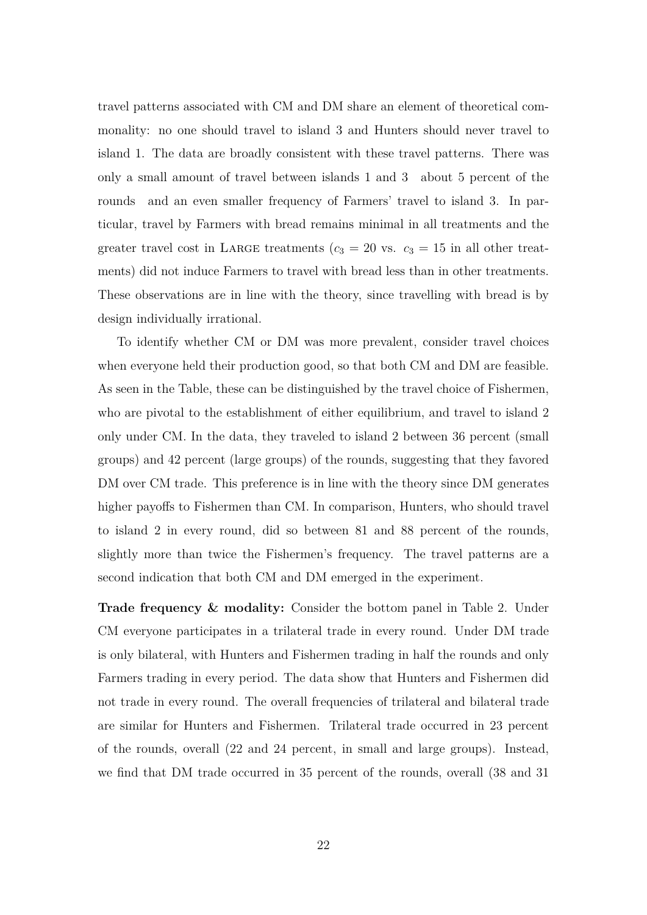travel patterns associated with CM and DM share an element of theoretical commonality: no one should travel to island 3 and Hunters should never travel to island 1. The data are broadly consistent with these travel patterns. There was only a small amount of travel between islands 1 and 3 about 5 percent of the rounds and an even smaller frequency of Farmers' travel to island 3. In particular, travel by Farmers with bread remains minimal in all treatments and the greater travel cost in LARGE treatments ($c_3 = 20$ vs. $c_3 = 15$ in all other treatments) did not induce Farmers to travel with bread less than in other treatments. These observations are in line with the theory, since travelling with bread is by design individually irrational.

To identify whether CM or DM was more prevalent, consider travel choices when everyone held their production good, so that both CM and DM are feasible. As seen in the Table, these can be distinguished by the travel choice of Fishermen, who are pivotal to the establishment of either equilibrium, and travel to island 2 only under CM. In the data, they traveled to island 2 between 36 percent (small groups) and 42 percent (large groups) of the rounds, suggesting that they favored DM over CM trade. This preference is in line with the theory since DM generates higher payoffs to Fishermen than CM. In comparison, Hunters, who should travel to island 2 in every round, did so between 81 and 88 percent of the rounds, slightly more than twice the Fishermen's frequency. The travel patterns are a second indication that both CM and DM emerged in the experiment.

**Trade frequency & modality:** Consider the bottom panel in Table 2. Under CM everyone participates in a trilateral trade in every round. Under DM trade is only bilateral, with Hunters and Fishermen trading in half the rounds and only Farmers trading in every period. The data show that Hunters and Fishermen did not trade in every round. The overall frequencies of trilateral and bilateral trade are similar for Hunters and Fishermen. Trilateral trade occurred in 23 percent of the rounds, overall (22 and 24 percent, in small and large groups). Instead, we find that DM trade occurred in 35 percent of the rounds, overall (38 and 31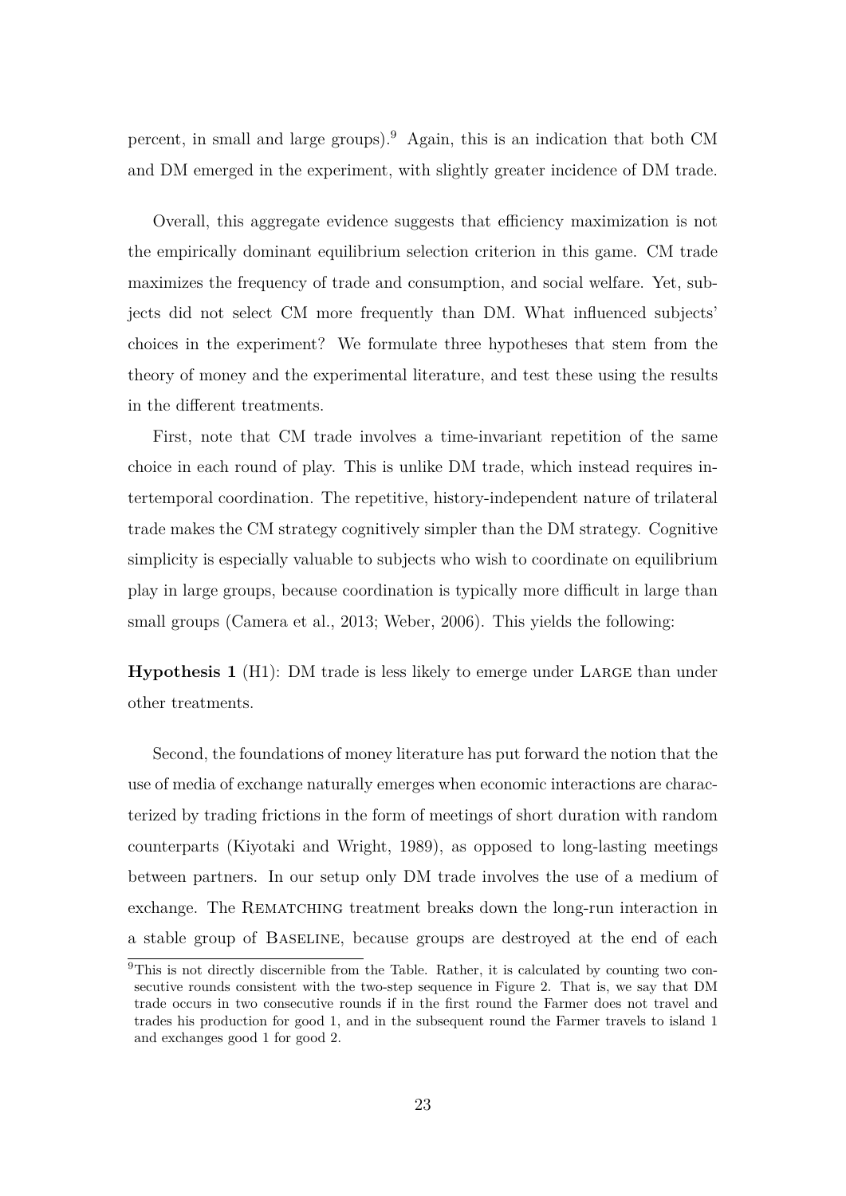percent, in small and large groups).[9] Again, this is an indication that both CM and DM emerged in the experiment, with slightly greater incidence of DM trade.

Overall, this aggregate evidence suggests that efficiency maximization is not the empirically dominant equilibrium selection criterion in this game. CM trade maximizes the frequency of trade and consumption, and social welfare. Yet, subjects did not select CM more frequently than DM. What influenced subjects' choices in the experiment? We formulate three hypotheses that stem from the theory of money and the experimental literature, and test these using the results in the different treatments.

First, note that CM trade involves a time-invariant repetition of the same choice in each round of play. This is unlike DM trade, which instead requires intertemporal coordination. The repetitive, history-independent nature of trilateral trade makes the CM strategy cognitively simpler than the DM strategy. Cognitive simplicity is especially valuable to subjects who wish to coordinate on equilibrium play in large groups, because coordination is typically more difficult in large than small groups (Camera et al., 2013; Weber, 2006). This yields the following:

**Hypothesis 1** (H1): DM trade is less likely to emerge under LARGE than under other treatments.

Second, the foundations of money literature has put forward the notion that the use of media of exchange naturally emerges when economic interactions are characterized by trading frictions in the form of meetings of short duration with random counterparts (Kiyotaki and Wright, 1989), as opposed to long-lasting meetings between partners. In our setup only DM trade involves the use of a medium of exchange. The REMATCHING treatment breaks down the long-run interaction in a stable group of BASELINE, because groups are destroyed at the end of each

[9] This is not directly discernible from the Table. Rather, it is calculated by counting two consecutive rounds consistent with the two-step sequence in Figure 2. That is, we say that DM trade occurs in two consecutive rounds if in the first round the Farmer does not travel and trades his production for good 1, and in the subsequent round the Farmer travels to island 1 and exchanges good 1 for good 2.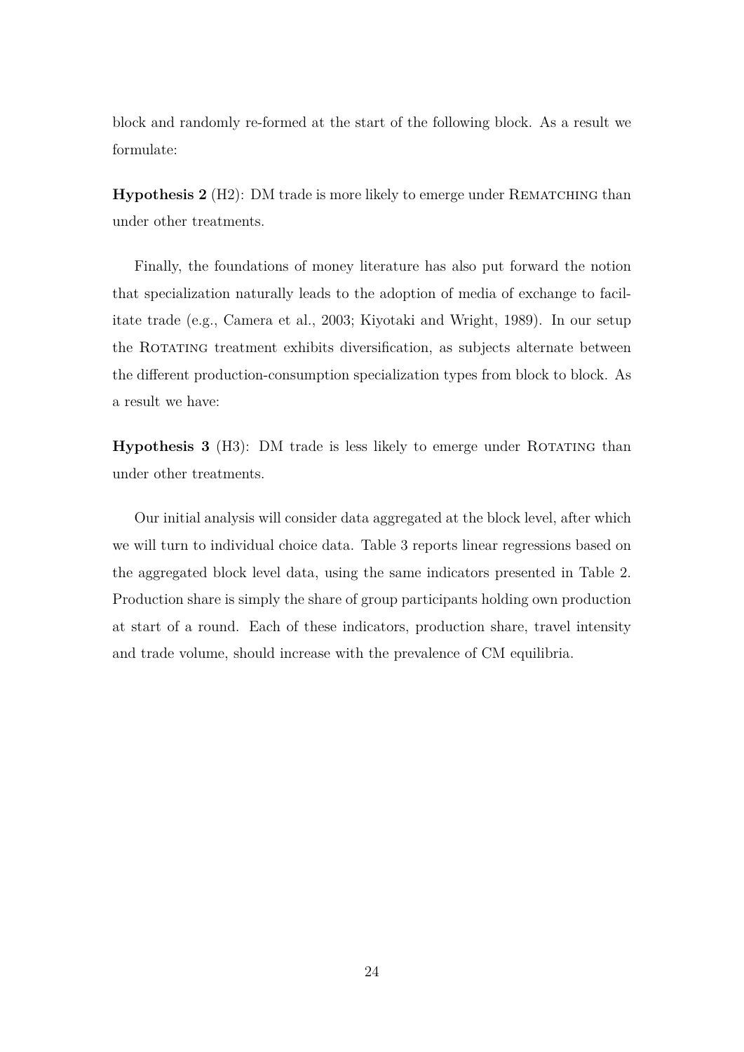block and randomly re-formed at the start of the following block. As a result we formulate:

**Hypothesis 2** (H2): DM trade is more likely to emerge under REMATCHING than under other treatments.

Finally, the foundations of money literature has also put forward the notion that specialization naturally leads to the adoption of media of exchange to facilitate trade (e.g., Camera et al., 2003; Kiyotaki and Wright, 1989). In our setup the ROTATING treatment exhibits diversification, as subjects alternate between the different production-consumption specialization types from block to block. As a result we have:

**Hypothesis 3** (H3): DM trade is less likely to emerge under ROTATING than under other treatments.

Our initial analysis will consider data aggregated at the block level, after which we will turn to individual choice data. Table 3 reports linear regressions based on the aggregated block level data, using the same indicators presented in Table 2. Production share is simply the share of group participants holding own production at start of a round. Each of these indicators, production share, travel intensity and trade volume, should increase with the prevalence of CM equilibria.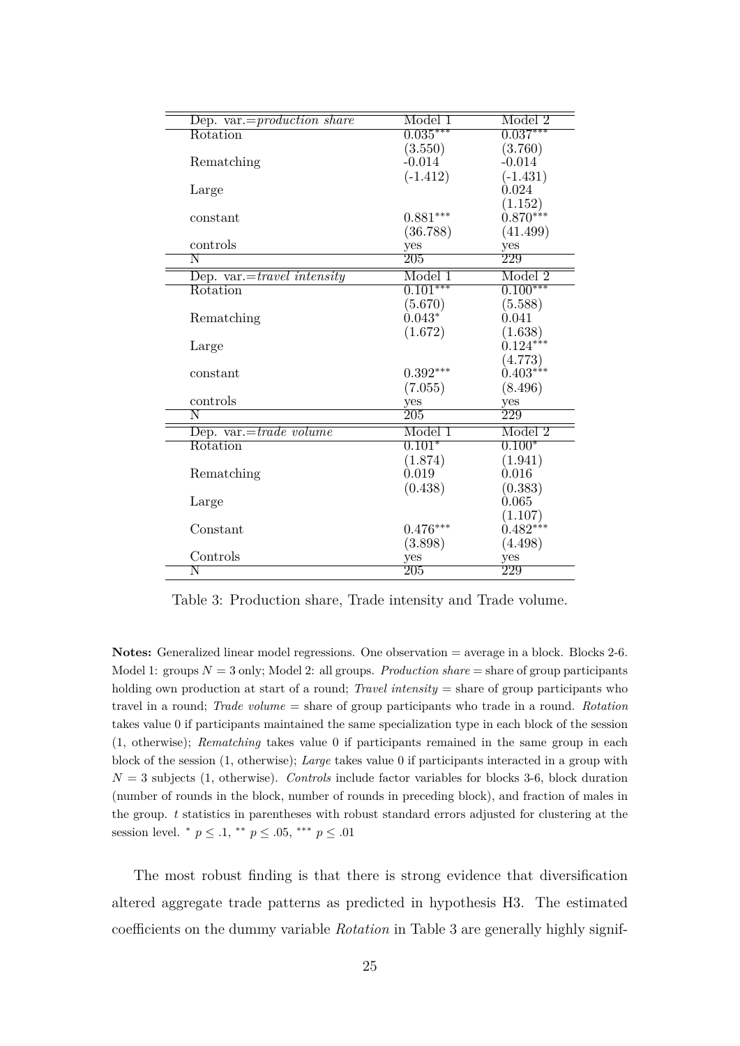| Dep. var.=*production share* | Model 1 | Model 2 |
|---|---|---|
| Rotation | 0.035*** | 0.037*** |
| | (3.550) | (3.760) |
| Rematching | -0.014 | -0.014 |
| | (-1.412) | (-1.431) |
| Large | | 0.024 |
| | | (1.152) |
| constant | 0.881*** | 0.870*** |
| | (36.788) | (41.499) |
| controls | yes | yes |
| N | 205 | 229 |
| **Dep. var.=*travel intensity*** | **Model 1** | **Model 2** |
| Rotation | 0.101*** | 0.100*** |
| | (5.670) | (5.588) |
| Rematching | 0.043* | 0.041 |
| | (1.672) | (1.638) |
| Large | | 0.124*** |
| | | (4.773) |
| constant | 0.392*** | 0.403*** |
| | (7.055) | (8.496) |
| controls | yes | yes |
| N | 205 | 229 |
| **Dep. var.=*trade volume*** | **Model 1** | **Model 2** |
| Rotation | 0.101* | 0.100* |
| | (1.874) | (1.941) |
| Rematching | 0.019 | 0.016 |
| | (0.438) | (0.383) |
| Large | | 0.065 |
| | | (1.107) |
| Constant | 0.476*** | 0.482*** |
| | (3.898) | (4.498) |
| Controls | yes | yes |
| N | 205 | 229 |

Table 3: Production share, Trade intensity and Trade volume.

**Notes:** Generalized linear model regressions. One observation = average in a block. Blocks 2-6. Model 1: groups $N = 3$ only; Model 2: all groups. *Production share* = share of group participants holding own production at start of a round; *Travel intensity* = share of group participants who travel in a round; *Trade volume* = share of group participants who trade in a round. *Rotation* takes value 0 if participants maintained the same specialization type in each block of the session (1, otherwise); *Rematching* takes value 0 if participants remained in the same group in each block of the session (1, otherwise); *Large* takes value 0 if participants interacted in a group with $N = 3$ subjects (1, otherwise). *Controls* include factor variables for blocks 3-6, block duration (number of rounds in the block, number of rounds in preceding block), and fraction of males in the group. $t$ statistics in parentheses with robust standard errors adjusted for clustering at the session level. $^{*}$ $p \leq .1$, $^{**}$ $p \leq .05$, $^{***}$ $p \leq .01$

The most robust finding is that there is strong evidence that diversification altered aggregate trade patterns as predicted in hypothesis H3. The estimated coefficients on the dummy variable *Rotation* in Table 3 are generally highly signif-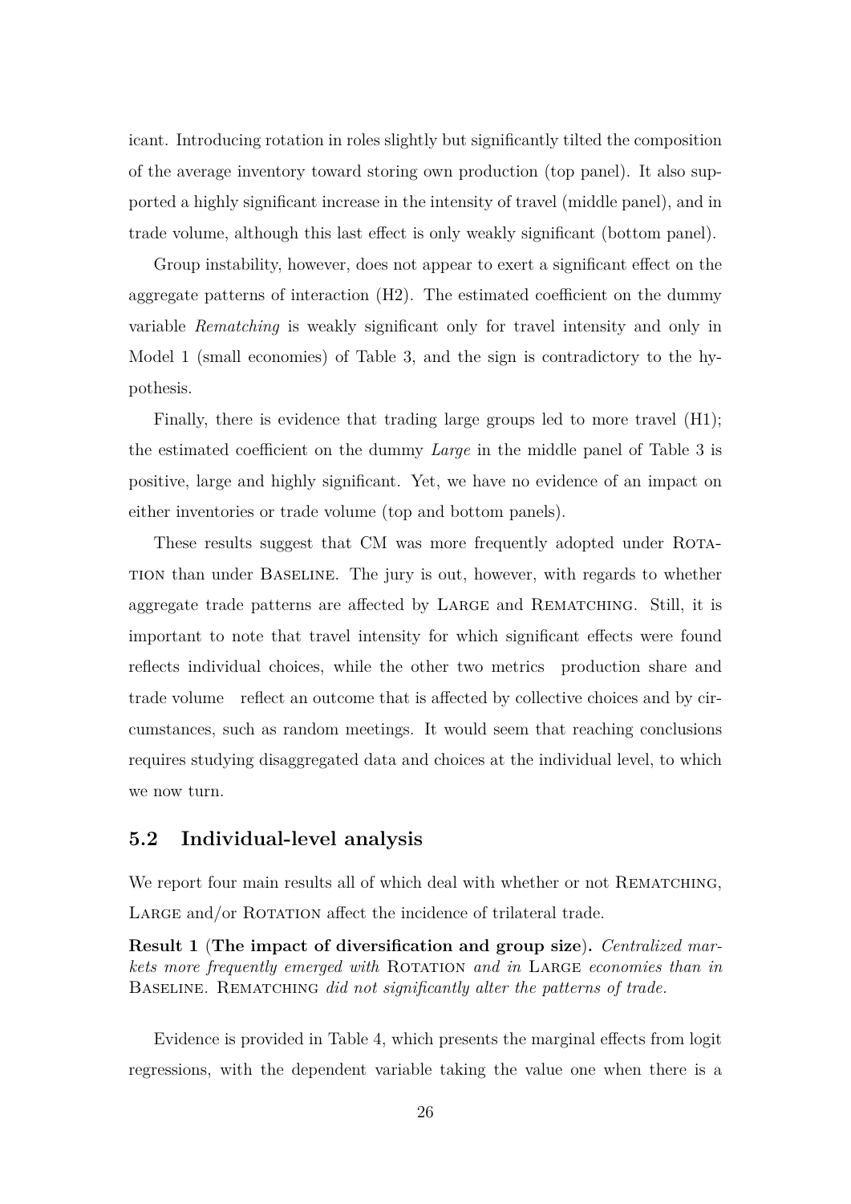icant. Introducing rotation in roles slightly but significantly tilted the composition of the average inventory toward storing own production (top panel). It also supported a highly significant increase in the intensity of travel (middle panel), and in trade volume, although this last effect is only weakly significant (bottom panel).

Group instability, however, does not appear to exert a significant effect on the aggregate patterns of interaction (H2). The estimated coefficient on the dummy variable *Rematching* is weakly significant only for travel intensity and only in Model 1 (small economies) of Table 3, and the sign is contradictory to the hypothesis.

Finally, there is evidence that trading large groups led to more travel (H1); the estimated coefficient on the dummy *Large* in the middle panel of Table 3 is positive, large and highly significant. Yet, we have no evidence of an impact on either inventories or trade volume (top and bottom panels).

These results suggest that CM was more frequently adopted under ROTATION than under BASELINE. The jury is out, however, with regards to whether aggregate trade patterns are affected by LARGE and REMATCHING. Still, it is important to note that travel intensity for which significant effects were found reflects individual choices, while the other two metrics production share and trade volume reflect an outcome that is affected by collective choices and by circumstances, such as random meetings. It would seem that reaching conclusions requires studying disaggregated data and choices at the individual level, to which we now turn.

## 5.2 Individual-level analysis

We report four main results all of which deal with whether or not REMATCHING, LARGE and/or ROTATION affect the incidence of trilateral trade.

**Result 1** (**The impact of diversification and group size**)**.** *Centralized markets more frequently emerged with* ROTATION *and in* LARGE *economies than in* BASELINE. REMATCHING *did not significantly alter the patterns of trade.*

Evidence is provided in Table 4, which presents the marginal effects from logit regressions, with the dependent variable taking the value one when there is a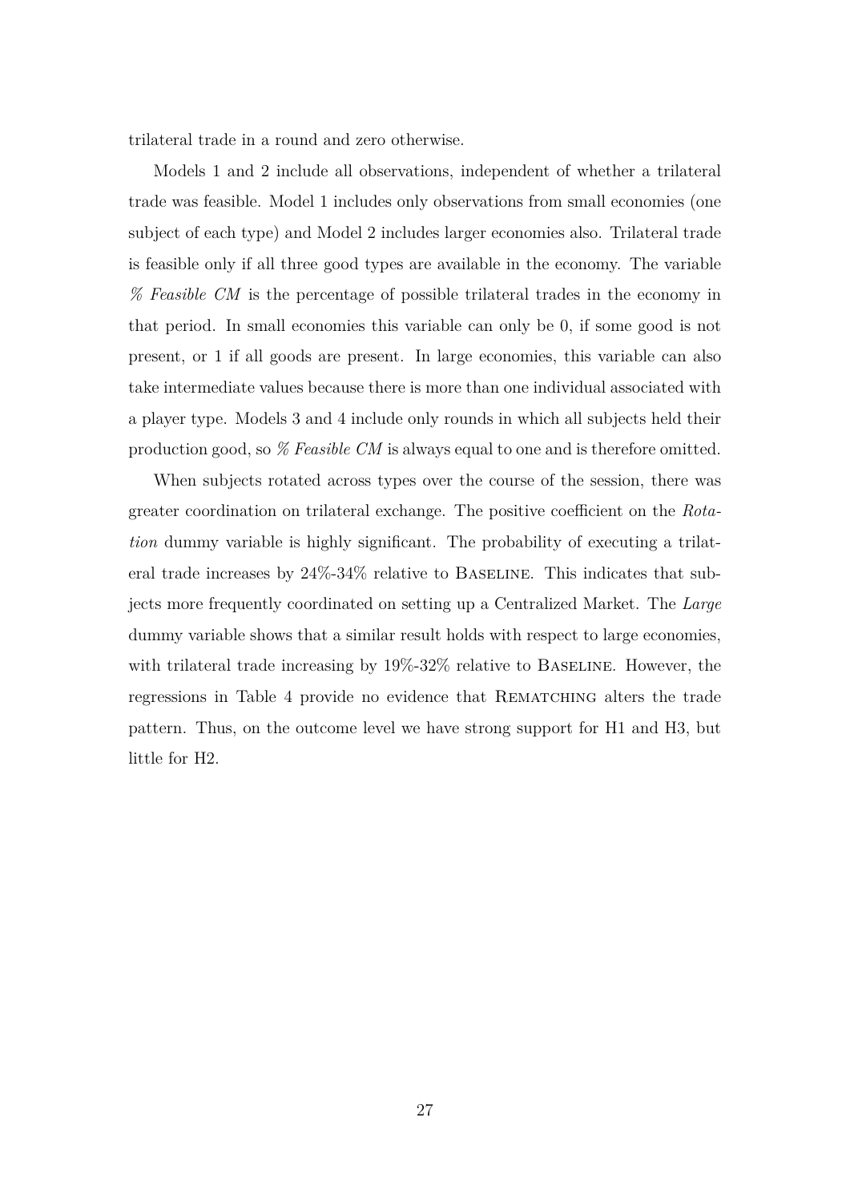trilateral trade in a round and zero otherwise.

Models 1 and 2 include all observations, independent of whether a trilateral trade was feasible. Model 1 includes only observations from small economies (one subject of each type) and Model 2 includes larger economies also. Trilateral trade is feasible only if all three good types are available in the economy. The variable *% Feasible CM* is the percentage of possible trilateral trades in the economy in that period. In small economies this variable can only be 0, if some good is not present, or 1 if all goods are present. In large economies, this variable can also take intermediate values because there is more than one individual associated with a player type. Models 3 and 4 include only rounds in which all subjects held their production good, so *% Feasible CM* is always equal to one and is therefore omitted.

When subjects rotated across types over the course of the session, there was greater coordination on trilateral exchange. The positive coefficient on the *Rotation* dummy variable is highly significant. The probability of executing a trilateral trade increases by 24%-34% relative to Baseline. This indicates that subjects more frequently coordinated on setting up a Centralized Market. The *Large* dummy variable shows that a similar result holds with respect to large economies, with trilateral trade increasing by 19%-32% relative to Baseline. However, the regressions in Table 4 provide no evidence that Rematching alters the trade pattern. Thus, on the outcome level we have strong support for H1 and H3, but little for H2.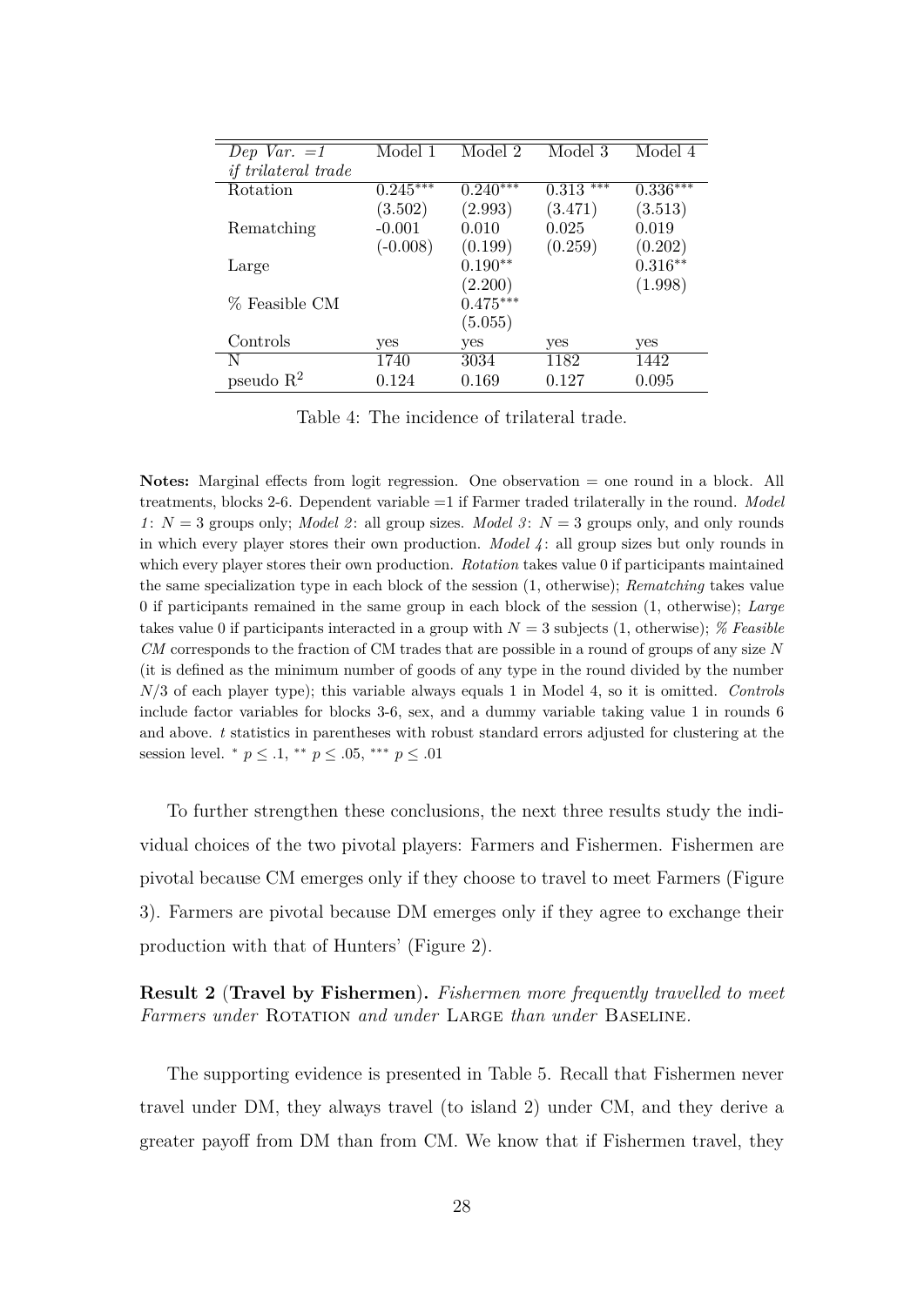| *Dep Var. =1 if trilateral trade* | Model 1 | Model 2 | Model 3 | Model 4 |
|---|---|---|---|---|
| Rotation | 0.245*** | 0.240*** | 0.313 *** | 0.336*** |
| | (3.502) | (2.993) | (3.471) | (3.513) |
| Rematching | -0.001 | 0.010 | 0.025 | 0.019 |
| | (-0.008) | (0.199) | (0.259) | (0.202) |
| Large | | 0.190** | | 0.316** |
| | | (2.200) | | (1.998) |
| % Feasible CM | | 0.475*** | | |
| | | (5.055) | | |
| Controls | yes | yes | yes | yes |
| N | 1740 | 3034 | 1182 | 1442 |
| pseudo $R^2$ | 0.124 | 0.169 | 0.127 | 0.095 |

Table 4: The incidence of trilateral trade.

**Notes:** Marginal effects from logit regression. One observation = one round in a block. All treatments, blocks 2-6. Dependent variable =1 if Farmer traded trilaterally in the round. *Model 1*: $N = 3$ groups only; *Model 2*: all group sizes. *Model 3*: $N = 3$ groups only, and only rounds in which every player stores their own production. *Model 4*: all group sizes but only rounds in which every player stores their own production. *Rotation* takes value 0 if participants maintained the same specialization type in each block of the session (1, otherwise); *Rematching* takes value 0 if participants remained in the same group in each block of the session (1, otherwise); *Large* takes value 0 if participants interacted in a group with $N = 3$ subjects (1, otherwise); *% Feasible CM* corresponds to the fraction of CM trades that are possible in a round of groups of any size $N$ (it is defined as the minimum number of goods of any type in the round divided by the number $N/3$ of each player type); this variable always equals 1 in Model 4, so it is omitted. *Controls* include factor variables for blocks 3-6, sex, and a dummy variable taking value 1 in rounds 6 and above. $t$ statistics in parentheses with robust standard errors adjusted for clustering at the session level. $^{*}$ $p \leq .1$, $^{**}$ $p \leq .05$, $^{***}$ $p \leq .01$

To further strengthen these conclusions, the next three results study the individual choices of the two pivotal players: Farmers and Fishermen. Fishermen are pivotal because CM emerges only if they choose to travel to meet Farmers (Figure 3). Farmers are pivotal because DM emerges only if they agree to exchange their production with that of Hunters' (Figure 2).

**Result 2** (**Travel by Fishermen**). *Fishermen more frequently travelled to meet Farmers under* Rotation *and under* Large *than under* Baseline*.*

The supporting evidence is presented in Table 5. Recall that Fishermen never travel under DM, they always travel (to island 2) under CM, and they derive a greater payoff from DM than from CM. We know that if Fishermen travel, they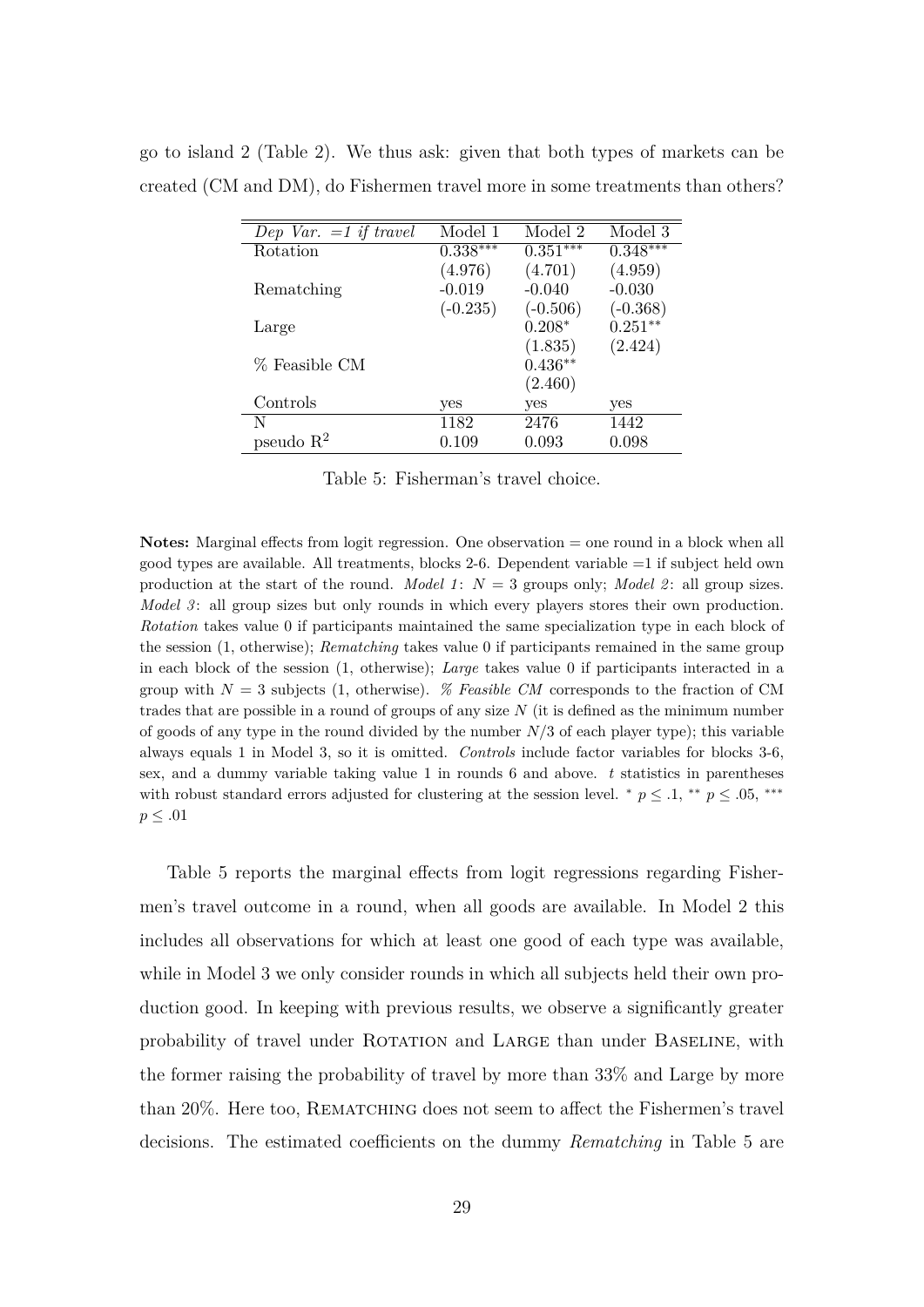go to island 2 (Table 2). We thus ask: given that both types of markets can be created (CM and DM), do Fishermen travel more in some treatments than others?

| *Dep Var. =1 if travel* | Model 1 | Model 2 | Model 3 |
|---|---|---|---|
| Rotation | 0.338*** | 0.351*** | 0.348*** |
| | (4.976) | (4.701) | (4.959) |
| Rematching | -0.019 | -0.040 | -0.030 |
| | (-0.235) | (-0.506) | (-0.368) |
| Large | | 0.208* | 0.251** |
| | | (1.835) | (2.424) |
| % Feasible CM | | 0.436** | |
| | | (2.460) | |
| Controls | yes | yes | yes |
| N | 1182 | 2476 | 1442 |
| pseudo $R^2$ | 0.109 | 0.093 | 0.098 |

Table 5: Fisherman's travel choice.

**Notes:** Marginal effects from logit regression. One observation = one round in a block when all good types are available. All treatments, blocks 2-6. Dependent variable =1 if subject held own production at the start of the round. *Model 1*: $N = 3$ groups only; *Model 2*: all group sizes. *Model 3*: all group sizes but only rounds in which every players stores their own production. *Rotation* takes value 0 if participants maintained the same specialization type in each block of the session (1, otherwise); *Rematching* takes value 0 if participants remained in the same group in each block of the session (1, otherwise); *Large* takes value 0 if participants interacted in a group with $N = 3$ subjects (1, otherwise). *% Feasible CM* corresponds to the fraction of CM trades that are possible in a round of groups of any size $N$ (it is defined as the minimum number of goods of any type in the round divided by the number $N/3$ of each player type); this variable always equals 1 in Model 3, so it is omitted. *Controls* include factor variables for blocks 3-6, sex, and a dummy variable taking value 1 in rounds 6 and above. $t$ statistics in parentheses with robust standard errors adjusted for clustering at the session level. * $p \leq .1$, ** $p \leq .05$, *** $p \leq .01$

Table 5 reports the marginal effects from logit regressions regarding Fishermen's travel outcome in a round, when all goods are available. In Model 2 this includes all observations for which at least one good of each type was available, while in Model 3 we only consider rounds in which all subjects held their own production good. In keeping with previous results, we observe a significantly greater probability of travel under Rotation and Large than under Baseline, with the former raising the probability of travel by more than 33% and Large by more than 20%. Here too, Rematching does not seem to affect the Fishermen's travel decisions. The estimated coefficients on the dummy *Rematching* in Table 5 are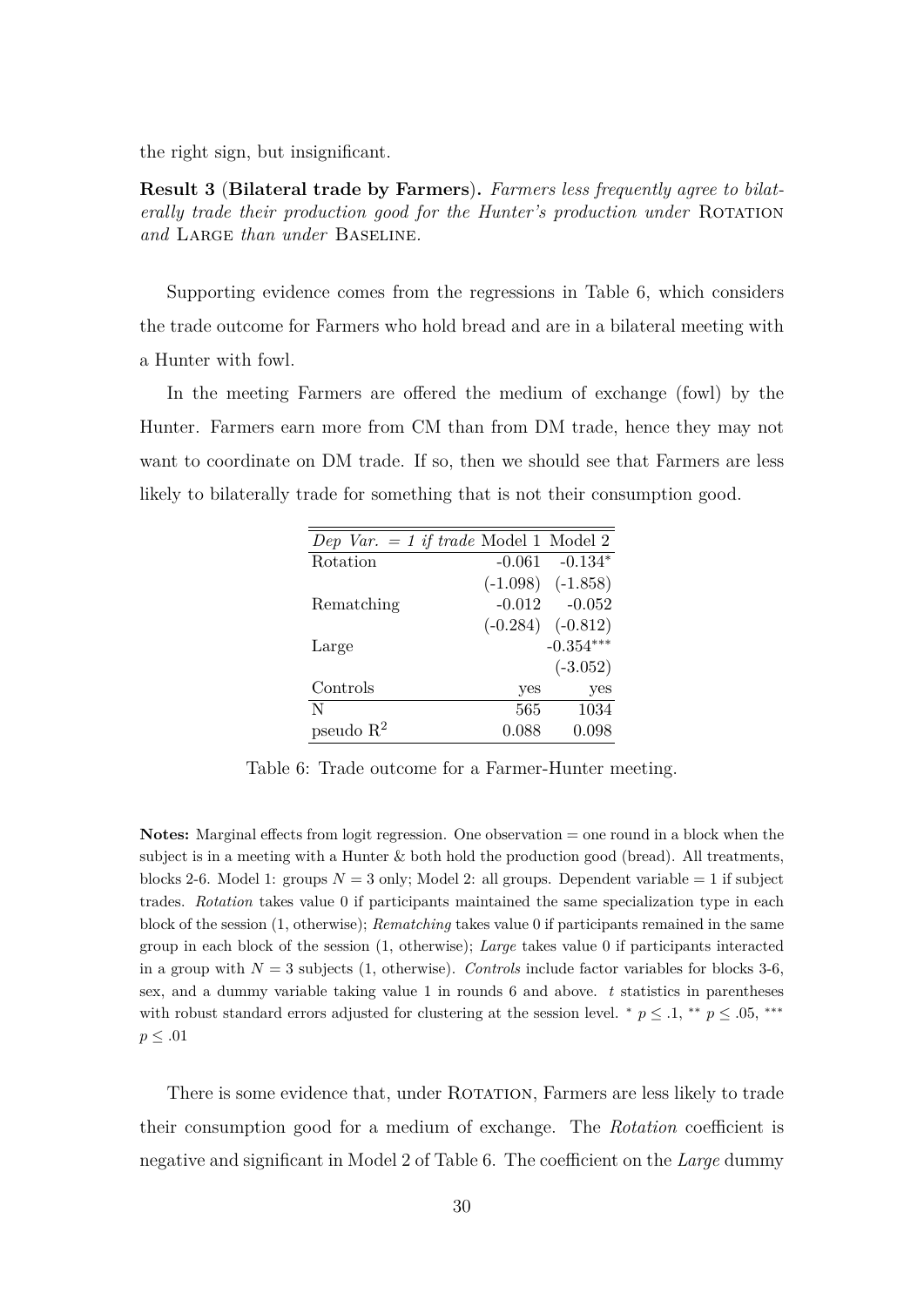the right sign, but insignificant.

**Result 3** (**Bilateral trade by Farmers**)**.** *Farmers less frequently agree to bilaterally trade their production good for the Hunter's production under* Rotation *and* Large *than under* Baseline.

Supporting evidence comes from the regressions in Table 6, which considers the trade outcome for Farmers who hold bread and are in a bilateral meeting with a Hunter with fowl.

In the meeting Farmers are offered the medium of exchange (fowl) by the Hunter. Farmers earn more from CM than from DM trade, hence they may not want to coordinate on DM trade. If so, then we should see that Farmers are less likely to bilaterally trade for something that is not their consumption good.

| *Dep Var. = 1 if trade* | Model 1 | Model 2 |
|---|---|---|
| Rotation | -0.061 | -0.134* |
| | (-1.098) | (-1.858) |
| Rematching | -0.012 | -0.052 |
| | (-0.284) | (-0.812) |
| Large | | -0.354*** |
| | | (-3.052) |
| Controls | yes | yes |
| N | 565 | 1034 |
| pseudo $R^2$ | 0.088 | 0.098 |

Table 6: Trade outcome for a Farmer-Hunter meeting.

**Notes:** Marginal effects from logit regression. One observation = one round in a block when the subject is in a meeting with a Hunter & both hold the production good (bread). All treatments, blocks 2-6. Model 1: groups $N = 3$ only; Model 2: all groups. Dependent variable = 1 if subject trades. *Rotation* takes value 0 if participants maintained the same specialization type in each block of the session (1, otherwise); *Rematching* takes value 0 if participants remained in the same group in each block of the session (1, otherwise); *Large* takes value 0 if participants interacted in a group with $N = 3$ subjects (1, otherwise). *Controls* include factor variables for blocks 3-6, sex, and a dummy variable taking value 1 in rounds 6 and above. $t$ statistics in parentheses with robust standard errors adjusted for clustering at the session level. * $p \leq .1$, ** $p \leq .05$, *** $p \leq .01$

There is some evidence that, under Rotation, Farmers are less likely to trade their consumption good for a medium of exchange. The *Rotation* coefficient is negative and significant in Model 2 of Table 6. The coefficient on the *Large* dummy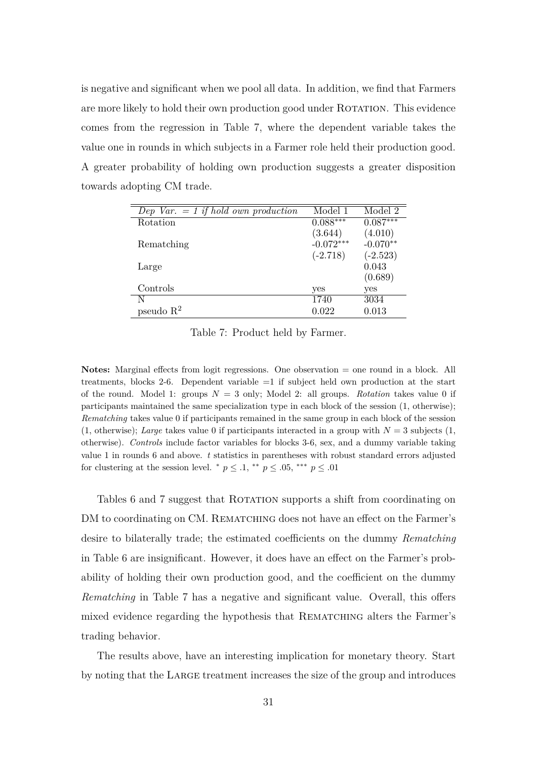is negative and significant when we pool all data. In addition, we find that Farmers are more likely to hold their own production good under ROTATION. This evidence comes from the regression in Table 7, where the dependent variable takes the value one in rounds in which subjects in a Farmer role held their production good. A greater probability of holding own production suggests a greater disposition towards adopting CM trade.

| *Dep Var. = 1 if hold own production* | Model 1 | Model 2 |
|---|---|---|
| Rotation | 0.088*** | 0.087*** |
| | (3.644) | (4.010) |
| Rematching | -0.072*** | -0.070** |
| | (-2.718) | (-2.523) |
| Large | | 0.043 |
| | | (0.689) |
| Controls | yes | yes |
| N | 1740 | 3034 |
| pseudo $R^2$ | 0.022 | 0.013 |

Table 7: Product held by Farmer.

**Notes:** Marginal effects from logit regressions. One observation = one round in a block. All treatments, blocks 2-6. Dependent variable =1 if subject held own production at the start of the round. Model 1: groups $N = 3$ only; Model 2: all groups. *Rotation* takes value 0 if participants maintained the same specialization type in each block of the session (1, otherwise); *Rematching* takes value 0 if participants remained in the same group in each block of the session (1, otherwise); *Large* takes value 0 if participants interacted in a group with $N = 3$ subjects (1, otherwise). *Controls* include factor variables for blocks 3-6, sex, and a dummy variable taking value 1 in rounds 6 and above. $t$ statistics in parentheses with robust standard errors adjusted for clustering at the session level. * $p \leq .1$, ** $p \leq .05$, *** $p \leq .01$

Tables 6 and 7 suggest that ROTATION supports a shift from coordinating on DM to coordinating on CM. REMATCHING does not have an effect on the Farmer's desire to bilaterally trade; the estimated coefficients on the dummy *Rematching* in Table 6 are insignificant. However, it does have an effect on the Farmer's probability of holding their own production good, and the coefficient on the dummy *Rematching* in Table 7 has a negative and significant value. Overall, this offers mixed evidence regarding the hypothesis that REMATCHING alters the Farmer's trading behavior.

The results above, have an interesting implication for monetary theory. Start by noting that the LARGE treatment increases the size of the group and introduces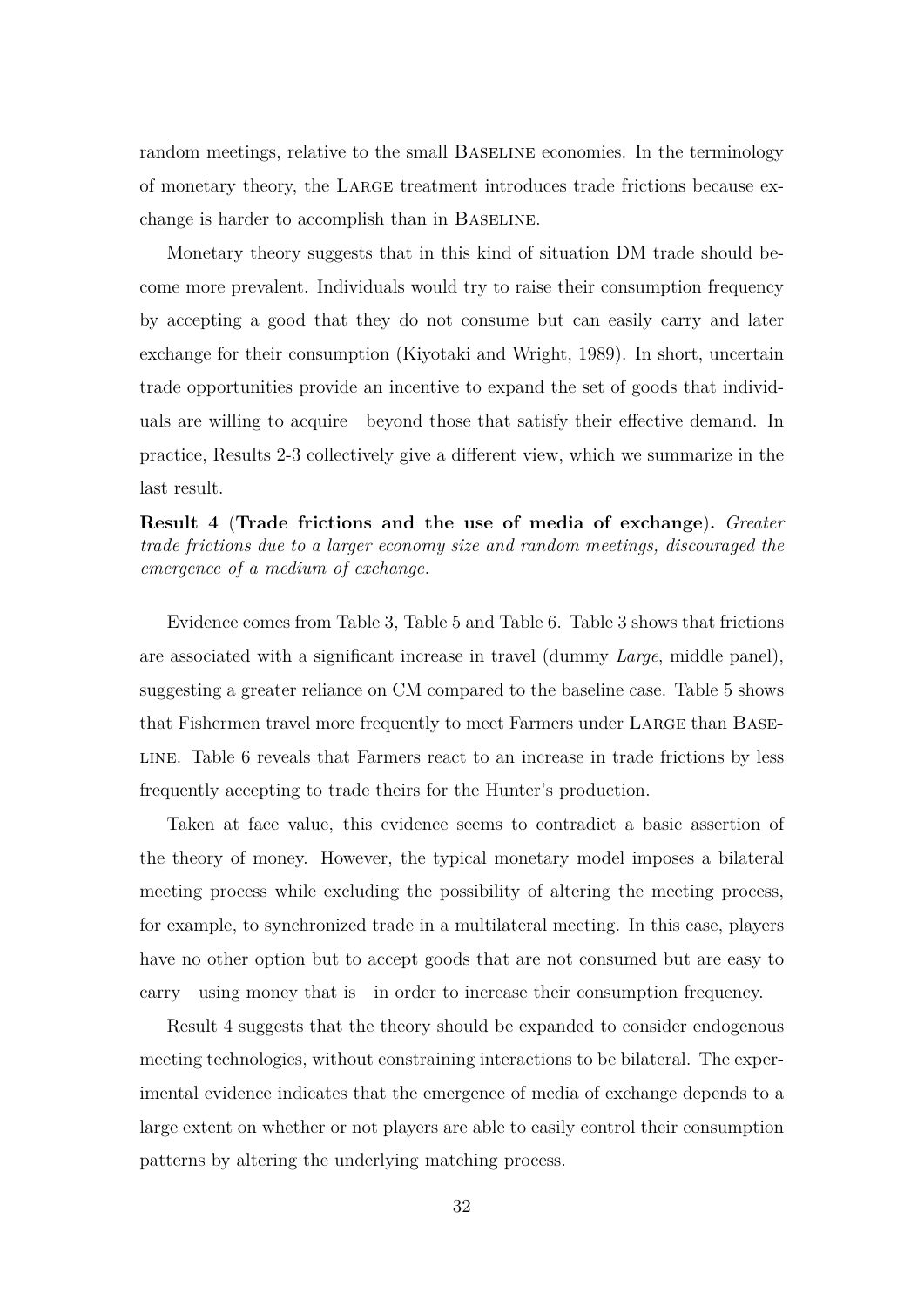random meetings, relative to the small Baseline economies. In the terminology of monetary theory, the Large treatment introduces trade frictions because exchange is harder to accomplish than in Baseline.

Monetary theory suggests that in this kind of situation DM trade should become more prevalent. Individuals would try to raise their consumption frequency by accepting a good that they do not consume but can easily carry and later exchange for their consumption (Kiyotaki and Wright, 1989). In short, uncertain trade opportunities provide an incentive to expand the set of goods that individuals are willing to acquire beyond those that satisfy their effective demand. In practice, Results 2-3 collectively give a different view, which we summarize in the last result.

**Result 4 (Trade frictions and the use of media of exchange).** *Greater trade frictions due to a larger economy size and random meetings, discouraged the emergence of a medium of exchange.*

Evidence comes from Table 3, Table 5 and Table 6. Table 3 shows that frictions are associated with a significant increase in travel (dummy *Large*, middle panel), suggesting a greater reliance on CM compared to the baseline case. Table 5 shows that Fishermen travel more frequently to meet Farmers under Large than Baseline. Table 6 reveals that Farmers react to an increase in trade frictions by less frequently accepting to trade theirs for the Hunter's production.

Taken at face value, this evidence seems to contradict a basic assertion of the theory of money. However, the typical monetary model imposes a bilateral meeting process while excluding the possibility of altering the meeting process, for example, to synchronized trade in a multilateral meeting. In this case, players have no other option but to accept goods that are not consumed but are easy to carry using money that is in order to increase their consumption frequency.

Result 4 suggests that the theory should be expanded to consider endogenous meeting technologies, without constraining interactions to be bilateral. The experimental evidence indicates that the emergence of media of exchange depends to a large extent on whether or not players are able to easily control their consumption patterns by altering the underlying matching process.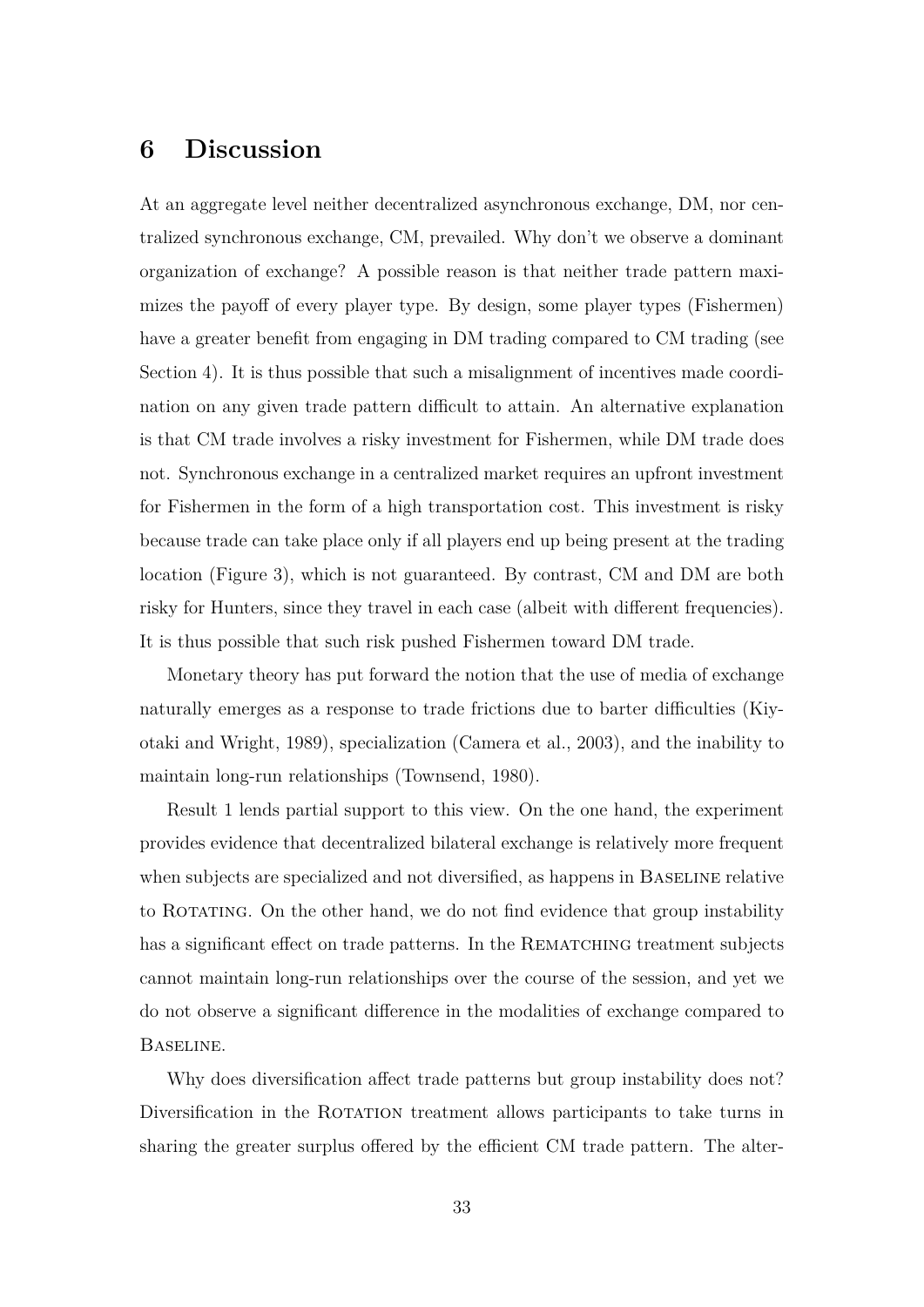# 6 Discussion

At an aggregate level neither decentralized asynchronous exchange, DM, nor centralized synchronous exchange, CM, prevailed. Why don't we observe a dominant organization of exchange? A possible reason is that neither trade pattern maximizes the payoff of every player type. By design, some player types (Fishermen) have a greater benefit from engaging in DM trading compared to CM trading (see Section 4). It is thus possible that such a misalignment of incentives made coordination on any given trade pattern difficult to attain. An alternative explanation is that CM trade involves a risky investment for Fishermen, while DM trade does not. Synchronous exchange in a centralized market requires an upfront investment for Fishermen in the form of a high transportation cost. This investment is risky because trade can take place only if all players end up being present at the trading location (Figure 3), which is not guaranteed. By contrast, CM and DM are both risky for Hunters, since they travel in each case (albeit with different frequencies). It is thus possible that such risk pushed Fishermen toward DM trade.

Monetary theory has put forward the notion that the use of media of exchange naturally emerges as a response to trade frictions due to barter difficulties (Kiyotaki and Wright, 1989), specialization (Camera et al., 2003), and the inability to maintain long-run relationships (Townsend, 1980).

Result 1 lends partial support to this view. On the one hand, the experiment provides evidence that decentralized bilateral exchange is relatively more frequent when subjects are specialized and not diversified, as happens in Baseline relative to Rotating. On the other hand, we do not find evidence that group instability has a significant effect on trade patterns. In the Rematching treatment subjects cannot maintain long-run relationships over the course of the session, and yet we do not observe a significant difference in the modalities of exchange compared to Baseline.

Why does diversification affect trade patterns but group instability does not? Diversification in the Rotation treatment allows participants to take turns in sharing the greater surplus offered by the efficient CM trade pattern. The alter-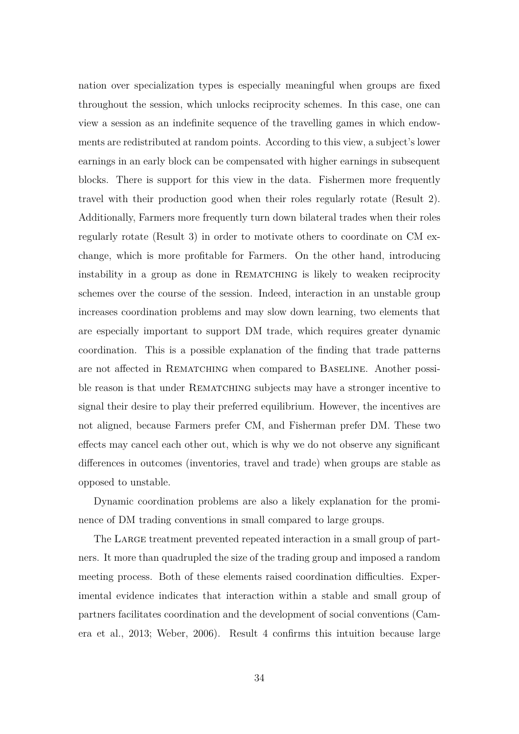nation over specialization types is especially meaningful when groups are fixed throughout the session, which unlocks reciprocity schemes. In this case, one can view a session as an indefinite sequence of the travelling games in which endowments are redistributed at random points. According to this view, a subject's lower earnings in an early block can be compensated with higher earnings in subsequent blocks. There is support for this view in the data. Fishermen more frequently travel with their production good when their roles regularly rotate (Result 2). Additionally, Farmers more frequently turn down bilateral trades when their roles regularly rotate (Result 3) in order to motivate others to coordinate on CM exchange, which is more profitable for Farmers. On the other hand, introducing instability in a group as done in Rematching is likely to weaken reciprocity schemes over the course of the session. Indeed, interaction in an unstable group increases coordination problems and may slow down learning, two elements that are especially important to support DM trade, which requires greater dynamic coordination. This is a possible explanation of the finding that trade patterns are not affected in Rematching when compared to Baseline. Another possible reason is that under Rematching subjects may have a stronger incentive to signal their desire to play their preferred equilibrium. However, the incentives are not aligned, because Farmers prefer CM, and Fisherman prefer DM. These two effects may cancel each other out, which is why we do not observe any significant differences in outcomes (inventories, travel and trade) when groups are stable as opposed to unstable.

Dynamic coordination problems are also a likely explanation for the prominence of DM trading conventions in small compared to large groups.

The Large treatment prevented repeated interaction in a small group of partners. It more than quadrupled the size of the trading group and imposed a random meeting process. Both of these elements raised coordination difficulties. Experimental evidence indicates that interaction within a stable and small group of partners facilitates coordination and the development of social conventions (Camera et al., 2013; Weber, 2006). Result 4 confirms this intuition because large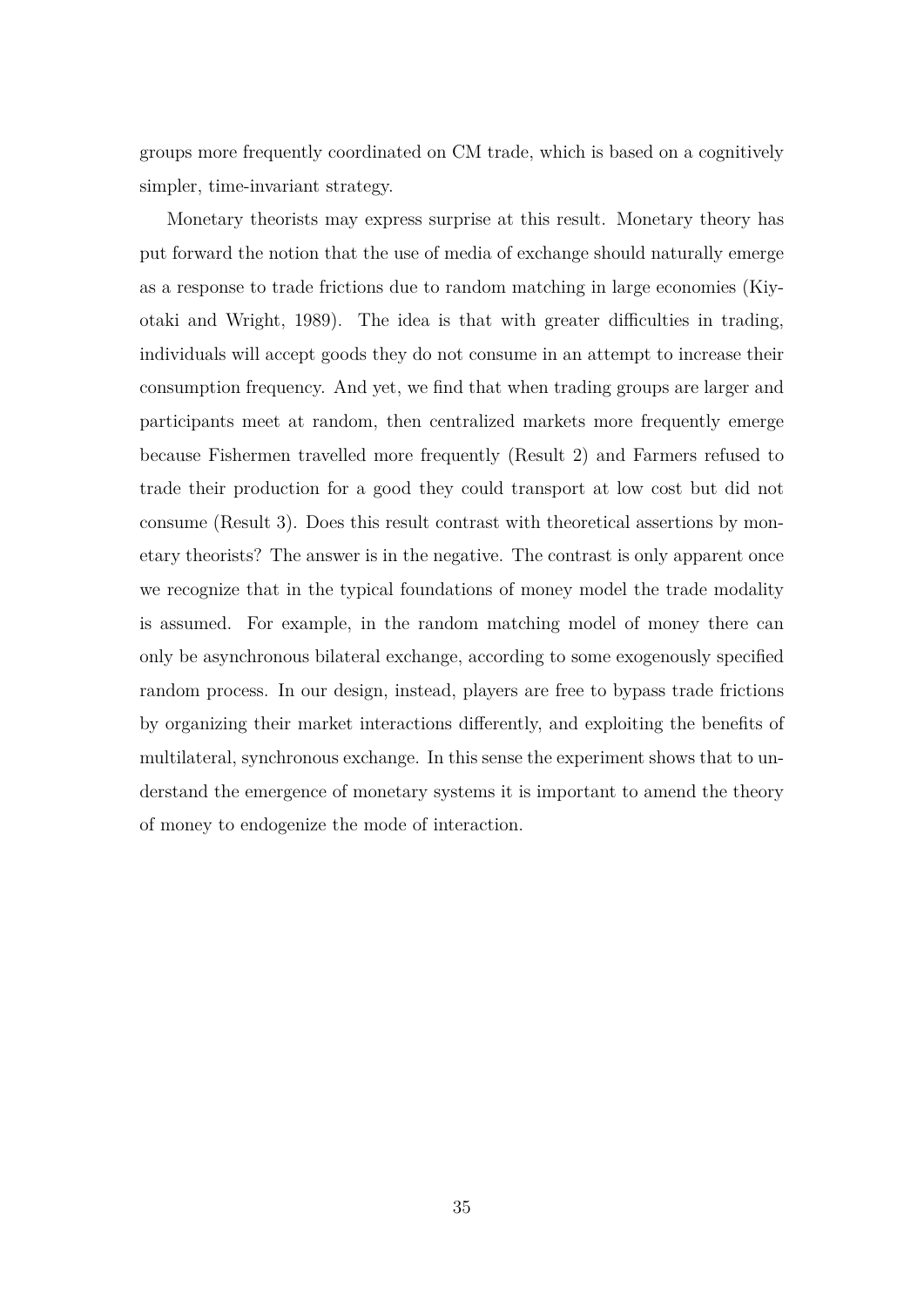groups more frequently coordinated on CM trade, which is based on a cognitively simpler, time-invariant strategy.

Monetary theorists may express surprise at this result. Monetary theory has put forward the notion that the use of media of exchange should naturally emerge as a response to trade frictions due to random matching in large economies (Kiyotaki and Wright, 1989). The idea is that with greater difficulties in trading, individuals will accept goods they do not consume in an attempt to increase their consumption frequency. And yet, we find that when trading groups are larger and participants meet at random, then centralized markets more frequently emerge because Fishermen travelled more frequently (Result 2) and Farmers refused to trade their production for a good they could transport at low cost but did not consume (Result 3). Does this result contrast with theoretical assertions by monetary theorists? The answer is in the negative. The contrast is only apparent once we recognize that in the typical foundations of money model the trade modality is assumed. For example, in the random matching model of money there can only be asynchronous bilateral exchange, according to some exogenously specified random process. In our design, instead, players are free to bypass trade frictions by organizing their market interactions differently, and exploiting the benefits of multilateral, synchronous exchange. In this sense the experiment shows that to understand the emergence of monetary systems it is important to amend the theory of money to endogenize the mode of interaction.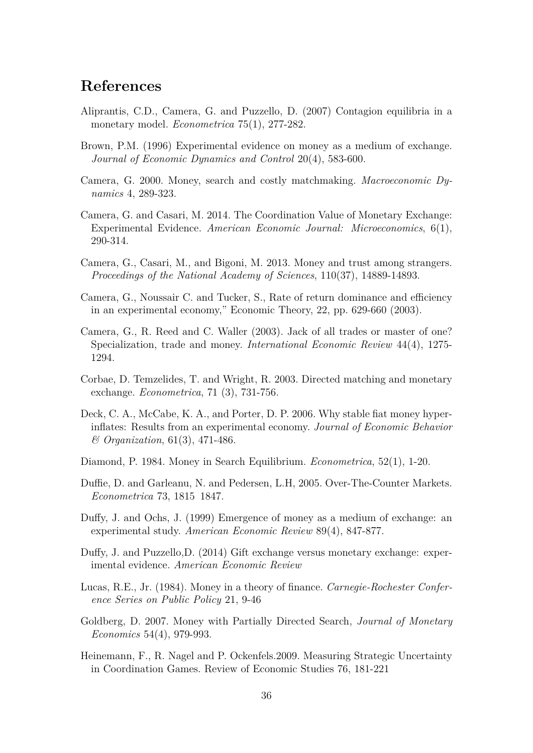# References

Aliprantis, C.D., Camera, G. and Puzzello, D. (2007) Contagion equilibria in a monetary model. *Econometrica* 75(1), 277-282.

Brown, P.M. (1996) Experimental evidence on money as a medium of exchange. *Journal of Economic Dynamics and Control* 20(4), 583-600.

Camera, G. 2000. Money, search and costly matchmaking. *Macroeconomic Dynamics* 4, 289-323.

Camera, G. and Casari, M. 2014. The Coordination Value of Monetary Exchange: Experimental Evidence. *American Economic Journal: Microeconomics*, 6(1), 290-314.

Camera, G., Casari, M., and Bigoni, M. 2013. Money and trust among strangers. *Proceedings of the National Academy of Sciences*, 110(37), 14889-14893.

Camera, G., Noussair C. and Tucker, S., Rate of return dominance and efficiency in an experimental economy," Economic Theory, 22, pp. 629-660 (2003).

Camera, G., R. Reed and C. Waller (2003). Jack of all trades or master of one? Specialization, trade and money. *International Economic Review* 44(4), 1275-1294.

Corbae, D. Temzelides, T. and Wright, R. 2003. Directed matching and monetary exchange. *Econometrica*, 71 (3), 731-756.

Deck, C. A., McCabe, K. A., and Porter, D. P. 2006. Why stable fiat money hyperinflates: Results from an experimental economy. *Journal of Economic Behavior & Organization*, 61(3), 471-486.

Diamond, P. 1984. Money in Search Equilibrium. *Econometrica*, 52(1), 1-20.

Duffie, D. and Garleanu, N. and Pedersen, L.H, 2005. Over-The-Counter Markets. *Econometrica* 73, 1815 1847.

Duffy, J. and Ochs, J. (1999) Emergence of money as a medium of exchange: an experimental study. *American Economic Review* 89(4), 847-877.

Duffy, J. and Puzzello,D. (2014) Gift exchange versus monetary exchange: experimental evidence. *American Economic Review*

Lucas, R.E., Jr. (1984). Money in a theory of finance. *Carnegie-Rochester Conference Series on Public Policy* 21, 9-46

Goldberg, D. 2007. Money with Partially Directed Search, *Journal of Monetary Economics* 54(4), 979-993.

Heinemann, F., R. Nagel and P. Ockenfels.2009. Measuring Strategic Uncertainty in Coordination Games. Review of Economic Studies 76, 181-221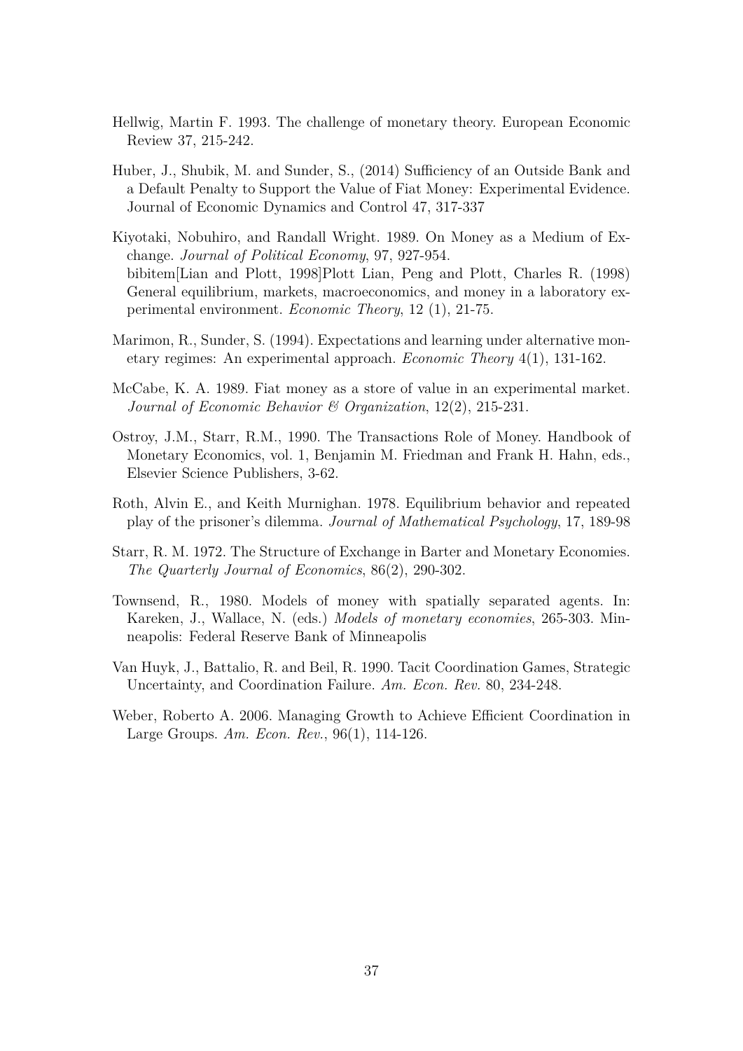Hellwig, Martin F. 1993. The challenge of monetary theory. European Economic Review 37, 215-242.

Huber, J., Shubik, M. and Sunder, S., (2014) Sufficiency of an Outside Bank and a Default Penalty to Support the Value of Fiat Money: Experimental Evidence. Journal of Economic Dynamics and Control 47, 317-337

Kiyotaki, Nobuhiro, and Randall Wright. 1989. On Money as a Medium of Exchange. *Journal of Political Economy*, 97, 927-954.
bibitem[Lian and Plott, 1998]Plott Lian, Peng and Plott, Charles R. (1998) General equilibrium, markets, macroeconomics, and money in a laboratory experimental environment. *Economic Theory*, 12 (1), 21-75.

Marimon, R., Sunder, S. (1994). Expectations and learning under alternative monetary regimes: An experimental approach. *Economic Theory* 4(1), 131-162.

McCabe, K. A. 1989. Fiat money as a store of value in an experimental market. *Journal of Economic Behavior & Organization*, 12(2), 215-231.

Ostroy, J.M., Starr, R.M., 1990. The Transactions Role of Money. Handbook of Monetary Economics, vol. 1, Benjamin M. Friedman and Frank H. Hahn, eds., Elsevier Science Publishers, 3-62.

Roth, Alvin E., and Keith Murnighan. 1978. Equilibrium behavior and repeated play of the prisoner's dilemma. *Journal of Mathematical Psychology*, 17, 189-98

Starr, R. M. 1972. The Structure of Exchange in Barter and Monetary Economies. *The Quarterly Journal of Economics*, 86(2), 290-302.

Townsend, R., 1980. Models of money with spatially separated agents. In: Kareken, J., Wallace, N. (eds.) *Models of monetary economies*, 265-303. Minneapolis: Federal Reserve Bank of Minneapolis

Van Huyk, J., Battalio, R. and Beil, R. 1990. Tacit Coordination Games, Strategic Uncertainty, and Coordination Failure. *Am. Econ. Rev.* 80, 234-248.

Weber, Roberto A. 2006. Managing Growth to Achieve Efficient Coordination in Large Groups. *Am. Econ. Rev.*, 96(1), 114-126.